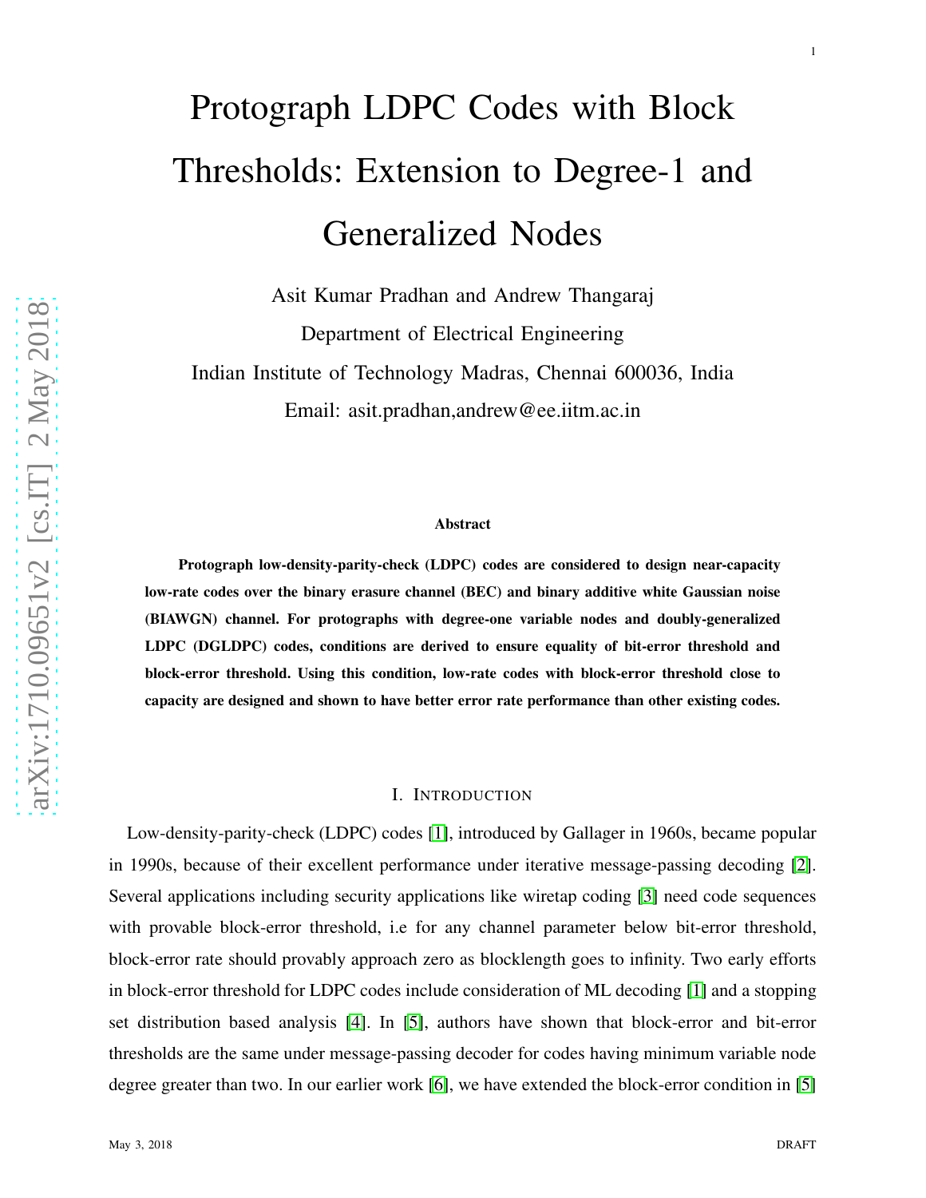# Protograph LDPC Codes with Block Thresholds: Extension to Degree-1 and Generalized Nodes

Asit Kumar Pradhan and Andrew Thangaraj

Department of Electrical Engineering

Indian Institute of Technology Madras, Chennai 600036, India

Email: asit.pradhan,andrew@ee.iitm.ac.in

## Abstract

**Protograph low-density-parity-check (LDPC) codes are considered to design near-capacity low-rate codes over the binary erasure channel (BEC) and binary additive white Gaussian noise (BIAWGN) channel. For protographs with degree-one variable nodes and doubly-generalized LDPC (DGLDPC) codes, conditions are derived to ensure equality of bit-error threshold and block-error threshold. Using this condition, low-rate codes with block-error threshold close to capacity are designed and shown to have better error rate performance than other existing codes.**

## I. Introduction

Low-density-parity-check (LDPC) codes [1], introduced by Gallager in 1960s, became popular in 1990s, because of their excellent performance under iterative message-passing decoding [2]. Several applications including security applications like wiretap coding [3] need code sequences with provable block-error threshold, i.e for any channel parameter below bit-error threshold, block-error rate should provably approach zero as blocklength goes to infinity. Two early efforts in block-error threshold for LDPC codes include consideration of ML decoding [1] and a stopping set distribution based analysis [4]. In [5], authors have shown that block-error and bit-error thresholds are the same under message-passing decoder for codes having minimum variable node degree greater than two. In our earlier work [6], we have extended the block-error condition in [5]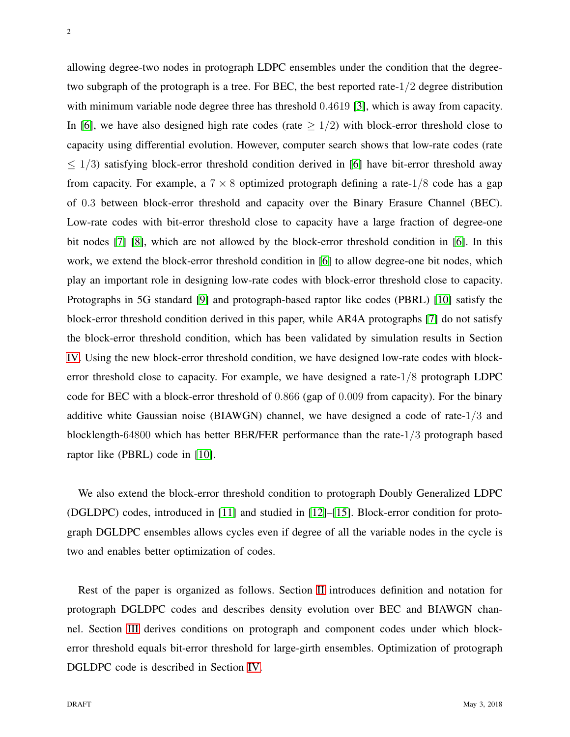allowing degree-two nodes in protograph LDPC ensembles under the condition that the degree-two subgraph of the protograph is a tree. For BEC, the best reported rate-$1/2$ degree distribution with minimum variable node degree three has threshold $0.4619$ [3], which is away from capacity. In [6], we have also designed high rate codes (rate $\geq 1/2$) with block-error threshold close to capacity using differential evolution. However, computer search shows that low-rate codes (rate $\leq 1/3$) satisfying block-error threshold condition derived in [6] have bit-error threshold away from capacity. For example, a $7 \times 8$ optimized protograph defining a rate-$1/8$ code has a gap of $0.3$ between block-error threshold and capacity over the Binary Erasure Channel (BEC). Low-rate codes with bit-error threshold close to capacity have a large fraction of degree-one bit nodes [7] [8], which are not allowed by the block-error threshold condition in [6]. In this work, we extend the block-error threshold condition in [6] to allow degree-one bit nodes, which play an important role in designing low-rate codes with block-error threshold close to capacity. Protographs in 5G standard [9] and protograph-based raptor like codes (PBRL) [10] satisfy the block-error threshold condition derived in this paper, while AR4A protographs [7] do not satisfy the block-error threshold condition, which has been validated by simulation results in Section IV. Using the new block-error threshold condition, we have designed low-rate codes with block-error threshold close to capacity. For example, we have designed a rate-$1/8$ protograph LDPC code for BEC with a block-error threshold of $0.866$ (gap of $0.009$ from capacity). For the binary additive white Gaussian noise (BIAWGN) channel, we have designed a code of rate-$1/3$ and blocklength-$64800$ which has better BER/FER performance than the rate-$1/3$ protograph based raptor like (PBRL) code in [10].

We also extend the block-error threshold condition to protograph Doubly Generalized LDPC (DGLDPC) codes, introduced in [11] and studied in [12]–[15]. Block-error condition for protograph DGLDPC ensembles allows cycles even if degree of all the variable nodes in the cycle is two and enables better optimization of codes.

Rest of the paper is organized as follows. Section II introduces definition and notation for protograph DGLDPC codes and describes density evolution over BEC and BIAWGN channel. Section III derives conditions on protograph and component codes under which block-error threshold equals bit-error threshold for large-girth ensembles. Optimization of protograph DGLDPC code is described in Section IV.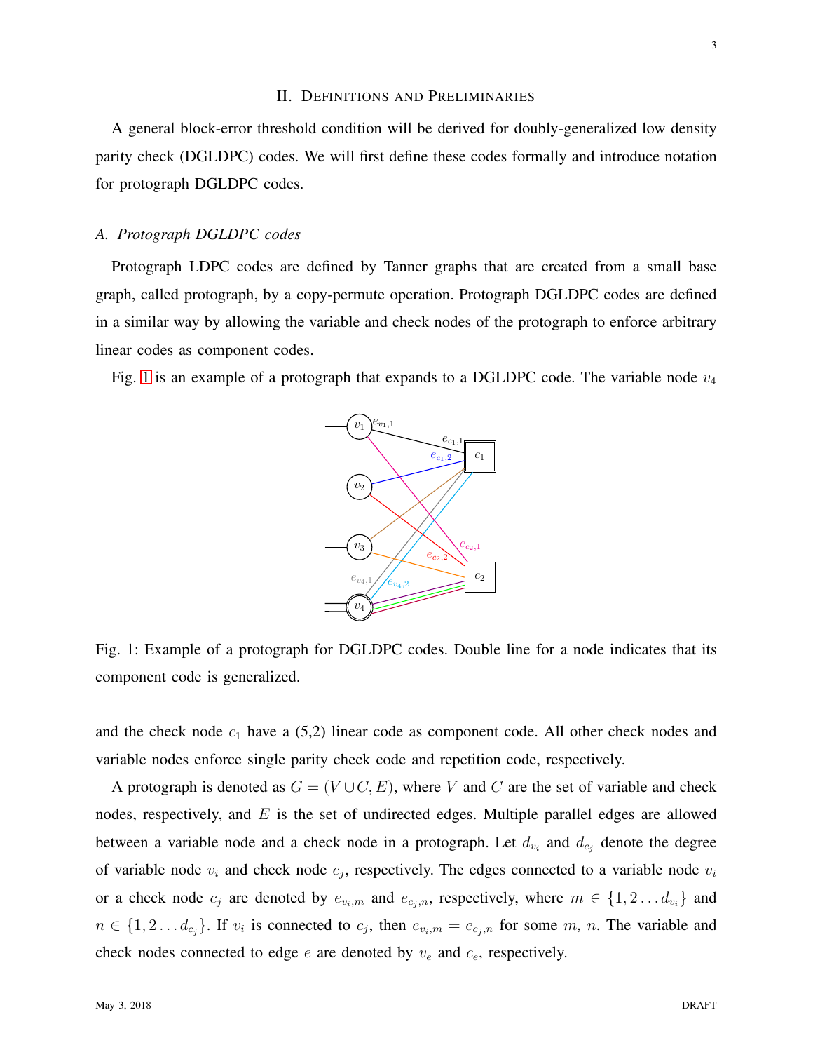## II. Definitions and Preliminaries

A general block-error threshold condition will be derived for doubly-generalized low density parity check (DGLDPC) codes. We will first define these codes formally and introduce notation for protograph DGLDPC codes.

### *A. Protograph DGLDPC codes*

Protograph LDPC codes are defined by Tanner graphs that are created from a small base graph, called protograph, by a copy-permute operation. Protograph DGLDPC codes are defined in a similar way by allowing the variable and check nodes of the protograph to enforce arbitrary linear codes as component codes.

Fig. 1 is an example of a protograph that expands to a DGLDPC code. The variable node $v_4$ and the check node $c_1$ have a (5,2) linear code as component code. All other check nodes and variable nodes enforce single parity check code and repetition code, respectively.

Fig. 1: Example of a protograph for DGLDPC codes. Double line for a node indicates that its component code is generalized.

A protograph is denoted as $G = (V \cup C, E)$, where $V$ and $C$ are the set of variable and check nodes, respectively, and $E$ is the set of undirected edges. Multiple parallel edges are allowed between a variable node and a check node in a protograph. Let $d_{v_i}$ and $d_{c_j}$ denote the degree of variable node $v_i$ and check node $c_j$, respectively. The edges connected to a variable node $v_i$ or a check node $c_j$ are denoted by $e_{v_i,m}$ and $e_{c_j,n}$, respectively, where $m \in \{1, 2 \ldots d_{v_i}\}$ and $n \in \{1, 2 \ldots d_{c_j}\}$. If $v_i$ is connected to $c_j$, then $e_{v_i,m} = e_{c_j,n}$ for some $m$, $n$. The variable and check nodes connected to edge $e$ are denoted by $v_e$ and $c_e$, respectively.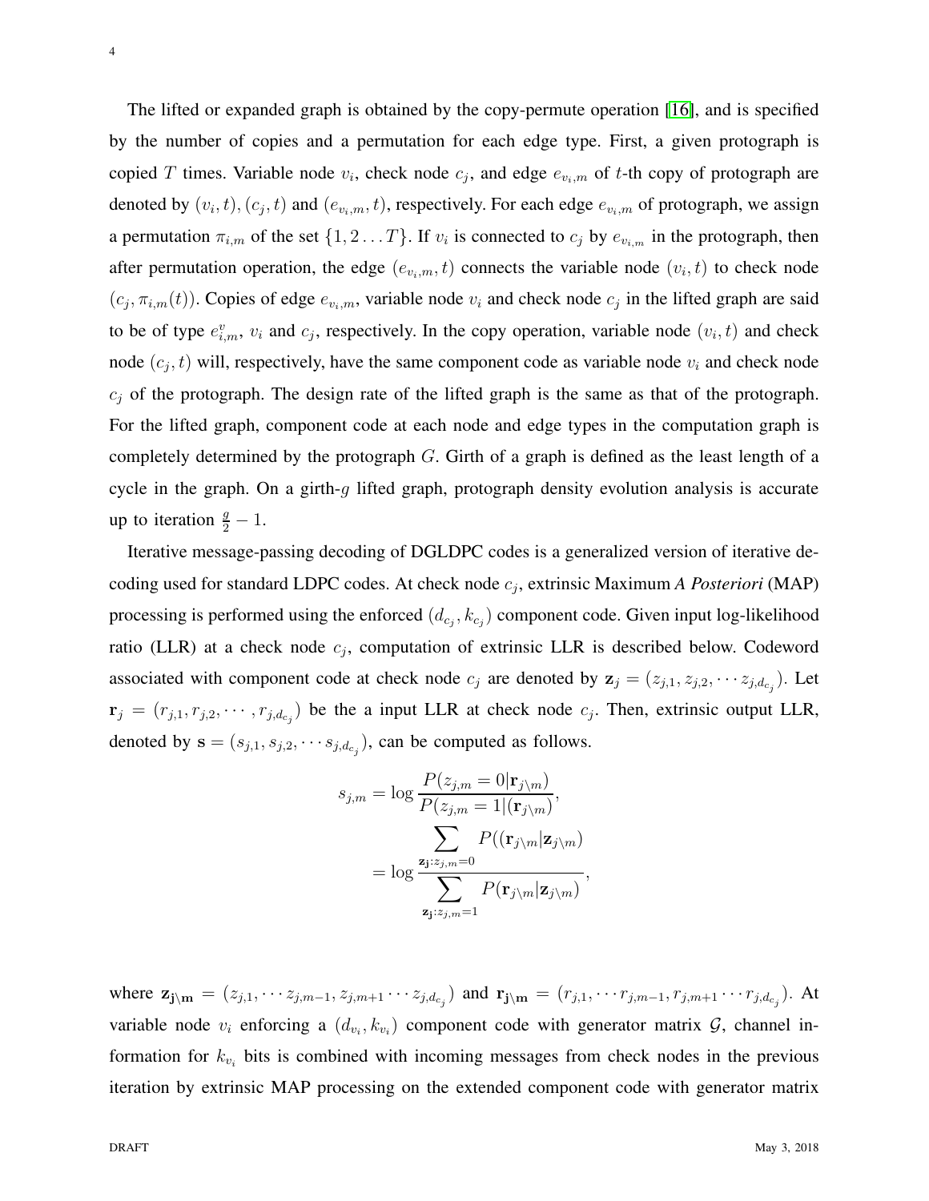The lifted or expanded graph is obtained by the copy-permute operation [16], and is specified by the number of copies and a permutation for each edge type. First, a given protograph is copied $T$ times. Variable node $v_i$, check node $c_j$, and edge $e_{v_i,m}$ of $t$-th copy of protograph are denoted by $(v_i, t), (c_j, t)$ and $(e_{v_i,m}, t)$, respectively. For each edge $e_{v_i,m}$ of protograph, we assign a permutation $\pi_{i,m}$ of the set $\{1, 2 \dots T\}$. If $v_i$ is connected to $c_j$ by $e_{v_i,m}$ in the protograph, then after permutation operation, the edge $(e_{v_i,m}, t)$ connects the variable node $(v_i, t)$ to check node $(c_j, \pi_{i,m}(t))$. Copies of edge $e_{v_i,m}$, variable node $v_i$ and check node $c_j$ in the lifted graph are said to be of type $e^v_{i,m}$, $v_i$ and $c_j$, respectively. In the copy operation, variable node $(v_i, t)$ and check node $(c_j, t)$ will, respectively, have the same component code as variable node $v_i$ and check node $c_j$ of the protograph. The design rate of the lifted graph is the same as that of the protograph. For the lifted graph, component code at each node and edge types in the computation graph is completely determined by the protograph $G$. Girth of a graph is defined as the least length of a cycle in the graph. On a girth-$g$ lifted graph, protograph density evolution analysis is accurate up to iteration $\frac{g}{2} - 1$.

Iterative message-passing decoding of DGLDPC codes is a generalized version of iterative decoding used for standard LDPC codes. At check node $c_j$, extrinsic Maximum *A Posteriori* (MAP) processing is performed using the enforced $(d_{c_j}, k_{c_j})$ component code. Given input log-likelihood ratio (LLR) at a check node $c_j$, computation of extrinsic LLR is described below. Codeword associated with component code at check node $c_j$ are denoted by $\mathbf{z}_j = (z_{j,1}, z_{j,2}, \cdots z_{j,d_{c_j}})$. Let $\mathbf{r}_j = (r_{j,1}, r_{j,2}, \cdots, r_{j,d_{c_j}})$ be the a input LLR at check node $c_j$. Then, extrinsic output LLR, denoted by $\mathbf{s} = (s_{j,1}, s_{j,2}, \cdots s_{j,d_{c_j}})$, can be computed as follows.

$$
\begin{aligned}
s_{j,m} &= \log \frac{P(z_{j,m} = 0|\mathbf{r}_{j\setminus m})}{P(z_{j,m} = 1|(\mathbf{r}_{j\setminus m})}, \\
&= \log \frac{\displaystyle\sum_{\mathbf{z_j}: z_{j,m}=0} P((\mathbf{r}_{j\setminus m}|\mathbf{z}_{j\setminus m})}{\displaystyle\sum_{\mathbf{z_j}: z_{j,m}=1} P(\mathbf{r}_{j\setminus m}|\mathbf{z}_{j\setminus m})},
\end{aligned}
$$

where $\mathbf{z_{j\setminus m}} = (z_{j,1}, \cdots z_{j,m-1}, z_{j,m+1} \cdots z_{j,d_{c_j}})$ and $\mathbf{r_{j\setminus m}} = (r_{j,1}, \cdots r_{j,m-1}, r_{j,m+1} \cdots r_{j,d_{c_j}})$. At variable node $v_i$ enforcing a $(d_{v_i}, k_{v_i})$ component code with generator matrix $\mathcal{G}$, channel information for $k_{v_i}$ bits is combined with incoming messages from check nodes in the previous iteration by extrinsic MAP processing on the extended component code with generator matrix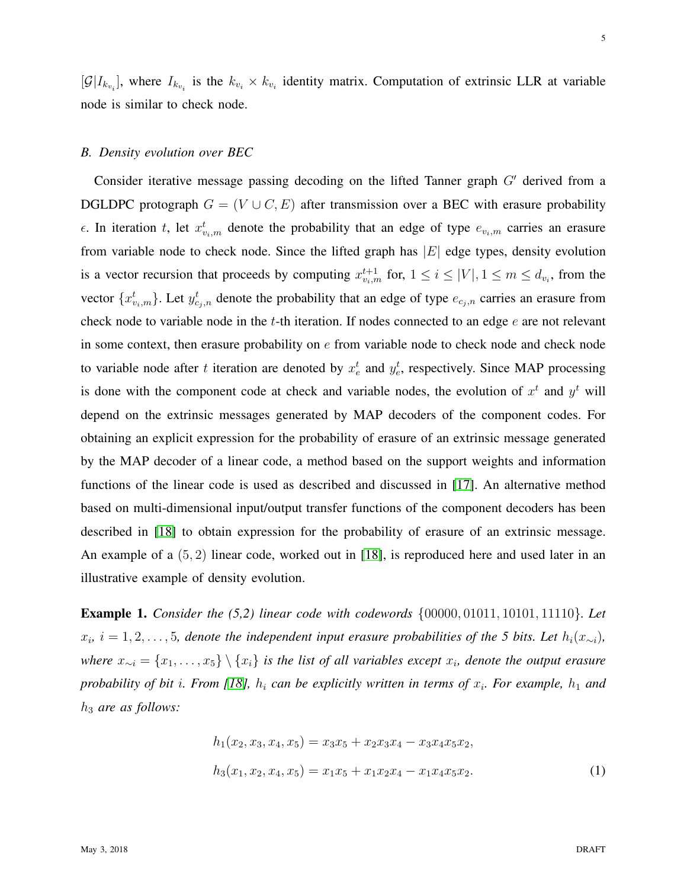$[\mathcal{G}|I_{k_{v_i}}]$, where $I_{k_{v_i}}$ is the $k_{v_i} \times k_{v_i}$ identity matrix. Computation of extrinsic LLR at variable node is similar to check node.

### *B. Density evolution over BEC*

Consider iterative message passing decoding on the lifted Tanner graph $G'$ derived from a DGLDPC protograph $G = (V \cup C, E)$ after transmission over a BEC with erasure probability $\epsilon$. In iteration $t$, let $x^t_{v_i,m}$ denote the probability that an edge of type $e_{v_i,m}$ carries an erasure from variable node to check node. Since the lifted graph has $|E|$ edge types, density evolution is a vector recursion that proceeds by computing $x^{t+1}_{v_i,m}$ for, $1 \leq i \leq |V|, 1 \leq m \leq d_{v_i}$, from the vector $\{x^t_{v_i,m}\}$. Let $y^t_{c_j,n}$ denote the probability that an edge of type $e_{c_j,n}$ carries an erasure from check node to variable node in the $t$-th iteration. If nodes connected to an edge $e$ are not relevant in some context, then erasure probability on $e$ from variable node to check node and check node to variable node after $t$ iteration are denoted by $x^t_e$ and $y^t_e$, respectively. Since MAP processing is done with the component code at check and variable nodes, the evolution of $x^t$ and $y^t$ will depend on the extrinsic messages generated by MAP decoders of the component codes. For obtaining an explicit expression for the probability of erasure of an extrinsic message generated by the MAP decoder of a linear code, a method based on the support weights and information functions of the linear code is used as described and discussed in [17]. An alternative method based on multi-dimensional input/output transfer functions of the component decoders has been described in [18] to obtain expression for the probability of erasure of an extrinsic message. An example of a $(5, 2)$ linear code, worked out in [18], is reproduced here and used later in an illustrative example of density evolution.

**Example 1.** *Consider the (5,2) linear code with codewords* $\{00000, 01011, 10101, 11110\}$. *Let* $x_i$, $i = 1, 2, \ldots, 5$, *denote the independent input erasure probabilities of the 5 bits. Let* $h_i(x_{\sim i})$, *where* $x_{\sim i} = \{x_1, \ldots, x_5\} \setminus \{x_i\}$ *is the list of all variables except* $x_i$, *denote the output erasure probability of bit* $i$. *From [18],* $h_i$ *can be explicitly written in terms of* $x_i$. *For example,* $h_1$ *and* $h_3$ *are as follows:*

$$
\begin{aligned}
h_1(x_2, x_3, x_4, x_5) &= x_3 x_5 + x_2 x_3 x_4 - x_3 x_4 x_5 x_2, \\
h_3(x_1, x_2, x_4, x_5) &= x_1 x_5 + x_1 x_2 x_4 - x_1 x_4 x_5 x_2. \qquad (1)
\end{aligned}
$$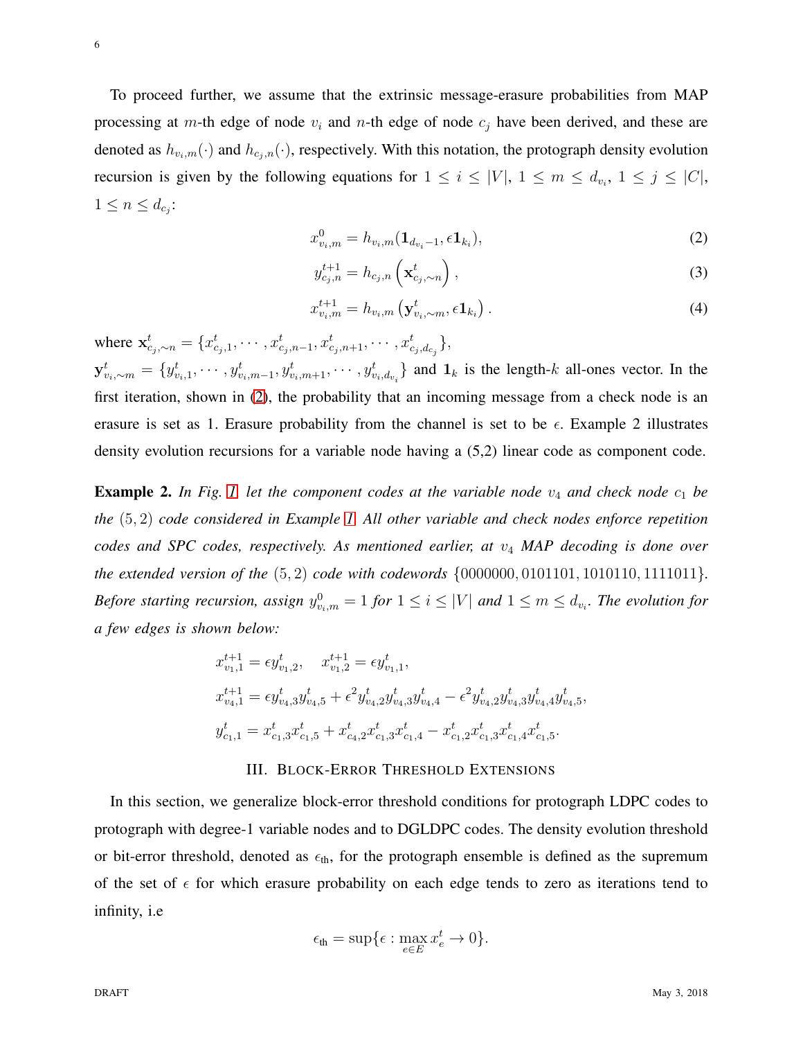To proceed further, we assume that the extrinsic message-erasure probabilities from MAP processing at $m$-th edge of node $v_i$ and $n$-th edge of node $c_j$ have been derived, and these are denoted as $h_{v_i,m}(\cdot)$ and $h_{c_j,n}(\cdot)$, respectively. With this notation, the protograph density evolution recursion is given by the following equations for $1 \leq i \leq |V|$, $1 \leq m \leq d_{v_i}$, $1 \leq j \leq |C|$, $1 \leq n \leq d_{c_j}$:

$$x^0_{v_i,m} = h_{v_i,m}(\mathbf{1}_{d_{v_i}-1}, \epsilon\mathbf{1}_{k_i}), \tag{2}$$

$$y^{t+1}_{c_j,n} = h_{c_j,n}\left(\mathbf{x}^t_{c_j,\sim n}\right), \tag{3}$$

$$x^{t+1}_{v_i,m} = h_{v_i,m}\left(\mathbf{y}^t_{v_i,\sim m}, \epsilon\mathbf{1}_{k_i}\right). \tag{4}$$

where $\mathbf{x}^t_{c_j,\sim n} = \{x^t_{c_j,1}, \cdots, x^t_{c_j,n-1}, x^t_{c_j,n+1}, \cdots, x^t_{c_j,d_{c_j}}\}$, $\mathbf{y}^t_{v_i,\sim m} = \{y^t_{v_i,1}, \cdots, y^t_{v_i,m-1}, y^t_{v_i,m+1}, \cdots, y^t_{v_i,d_{v_i}}\}$ and $\mathbf{1}_k$ is the length-$k$ all-ones vector. In the first iteration, shown in (2), the probability that an incoming message from a check node is an erasure is set as 1. Erasure probability from the channel is set to be $\epsilon$. Example 2 illustrates density evolution recursions for a variable node having a (5,2) linear code as component code.

**Example 2.** *In Fig. 1 let the component codes at the variable node $v_4$ and check node $c_1$ be the $(5,2)$ code considered in Example 1. All other variable and check nodes enforce repetition codes and SPC codes, respectively. As mentioned earlier, at $v_4$ MAP decoding is done over the extended version of the $(5,2)$ code with codewords $\{0000000, 0101101, 1010110, 1111011\}$. Before starting recursion, assign $y^0_{v_i,m} = 1$ for $1 \leq i \leq |V|$ and $1 \leq m \leq d_{v_i}$. The evolution for a few edges is shown below:*

$$x^{t+1}_{v_1,1} = \epsilon y^t_{v_1,2}, \quad x^{t+1}_{v_1,2} = \epsilon y^t_{v_1,1},$$

$$x^{t+1}_{v_4,1} = \epsilon y^t_{v_4,3}y^t_{v_4,5} + \epsilon^2 y^t_{v_4,2}y^t_{v_4,3}y^t_{v_4,4} - \epsilon^2 y^t_{v_4,2}y^t_{v_4,3}y^t_{v_4,4}y^t_{v_4,5},$$

$$y^t_{c_1,1} = x^t_{c_1,3}x^t_{c_1,5} + x^t_{c_4,2}x^t_{c_1,3}x^t_{c_1,4} - x^t_{c_1,2}x^t_{c_1,3}x^t_{c_1,4}x^t_{c_1,5}.$$

## III. Block-Error Threshold Extensions

In this section, we generalize block-error threshold conditions for protograph LDPC codes to protograph with degree-1 variable nodes and to DGLDPC codes. The density evolution threshold or bit-error threshold, denoted as $\epsilon_{\text{th}}$, for the protograph ensemble is defined as the supremum of the set of $\epsilon$ for which erasure probability on each edge tends to zero as iterations tend to infinity, i.e

$$\epsilon_{\text{th}} = \sup\{\epsilon : \max_{e \in E} x^t_e \to 0\}.$$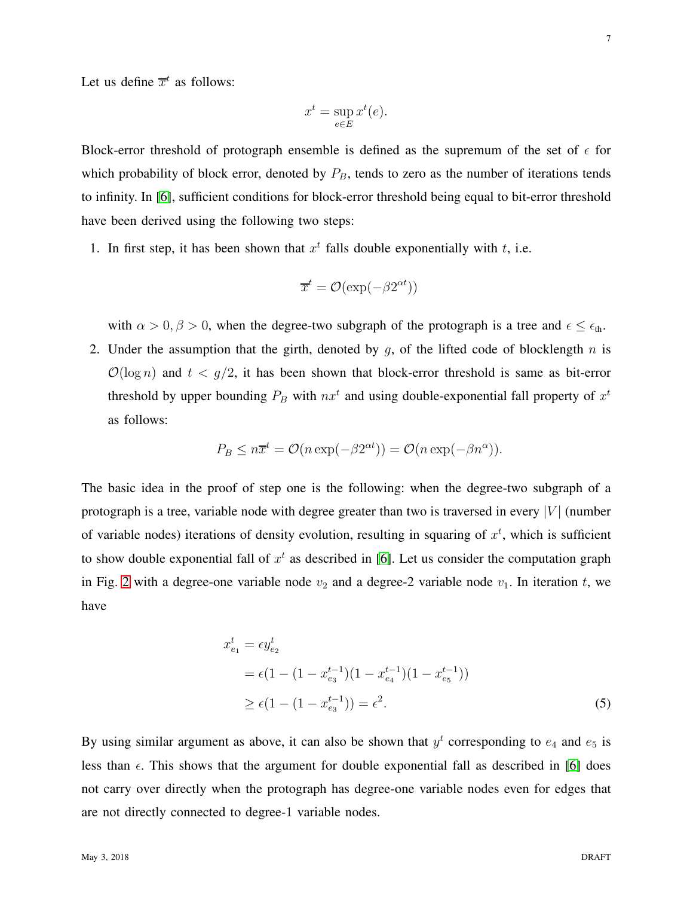Let us define $\overline{x}^t$ as follows:

$$x^t = \sup_{e \in E} x^t(e).$$

Block-error threshold of protograph ensemble is defined as the supremum of the set of $\epsilon$ for which probability of block error, denoted by $P_B$, tends to zero as the number of iterations tends to infinity. In [6], sufficient conditions for block-error threshold being equal to bit-error threshold have been derived using the following two steps:

1. In first step, it has been shown that $x^t$ falls double exponentially with $t$, i.e.

$$\overline{x}^t = \mathcal{O}(\exp(-\beta 2^{\alpha t}))$$

   with $\alpha > 0, \beta > 0$, when the degree-two subgraph of the protograph is a tree and $\epsilon \leq \epsilon_{\text{th}}$.

2. Under the assumption that the girth, denoted by $g$, of the lifted code of blocklength $n$ is $\mathcal{O}(\log n)$ and $t < g/2$, it has been shown that block-error threshold is same as bit-error threshold by upper bounding $P_B$ with $nx^t$ and using double-exponential fall property of $x^t$ as follows:

$$P_B \leq n\overline{x}^t = \mathcal{O}(n \exp(-\beta 2^{\alpha t})) = \mathcal{O}(n \exp(-\beta n^{\alpha})).$$

The basic idea in the proof of step one is the following: when the degree-two subgraph of a protograph is a tree, variable node with degree greater than two is traversed in every $|V|$ (number of variable nodes) iterations of density evolution, resulting in squaring of $x^t$, which is sufficient to show double exponential fall of $x^t$ as described in [6]. Let us consider the computation graph in Fig. 2 with a degree-one variable node $v_2$ and a degree-2 variable node $v_1$. In iteration $t$, we have

$$\begin{aligned}
x_{e_1}^t &= \epsilon y_{e_2}^t \\
&= \epsilon(1 - (1 - x_{e_3}^{t-1})(1 - x_{e_4}^{t-1})(1 - x_{e_5}^{t-1})) \\
&\geq \epsilon(1 - (1 - x_{e_3}^{t-1})) = \epsilon^2. \qquad (5)
\end{aligned}$$

By using similar argument as above, it can also be shown that $y^t$ corresponding to $e_4$ and $e_5$ is less than $\epsilon$. This shows that the argument for double exponential fall as described in [6] does not carry over directly when the protograph has degree-one variable nodes even for edges that are not directly connected to degree-1 variable nodes.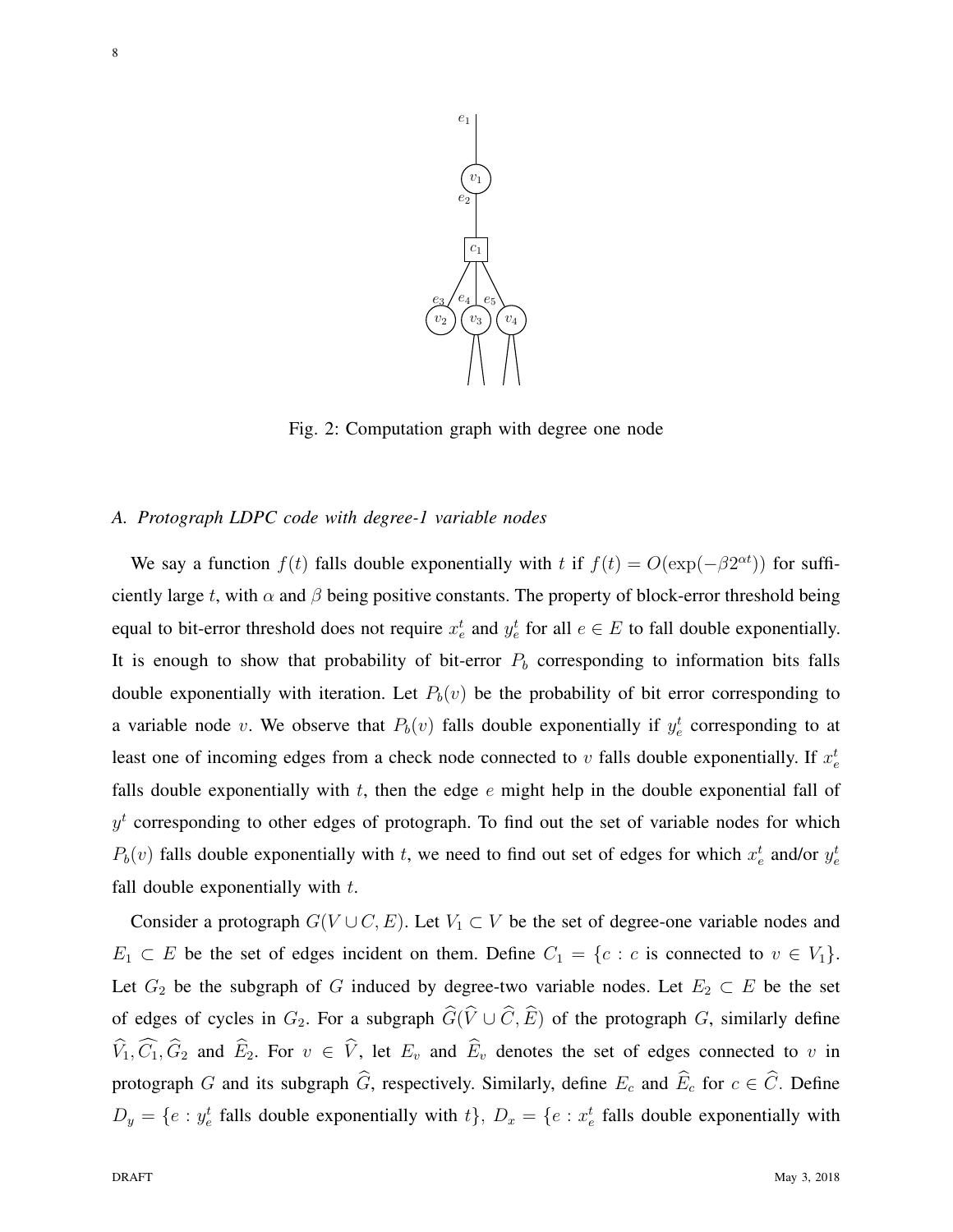Fig. 2: Computation graph with degree one node

### A. Protograph LDPC code with degree-1 variable nodes

We say a function $f(t)$ falls double exponentially with $t$ if $f(t) = O(\exp(-\beta 2^{\alpha t}))$ for sufficiently large $t$, with $\alpha$ and $\beta$ being positive constants. The property of block-error threshold being equal to bit-error threshold does not require $x_e^t$ and $y_e^t$ for all $e \in E$ to fall double exponentially. It is enough to show that probability of bit-error $P_b$ corresponding to information bits falls double exponentially with iteration. Let $P_b(v)$ be the probability of bit error corresponding to a variable node $v$. We observe that $P_b(v)$ falls double exponentially if $y_e^t$ corresponding to at least one of incoming edges from a check node connected to $v$ falls double exponentially. If $x_e^t$ falls double exponentially with $t$, then the edge $e$ might help in the double exponential fall of $y^t$ corresponding to other edges of protograph. To find out the set of variable nodes for which $P_b(v)$ falls double exponentially with $t$, we need to find out set of edges for which $x_e^t$ and/or $y_e^t$ fall double exponentially with $t$.

Consider a protograph $G(V \cup C, E)$. Let $V_1 \subset V$ be the set of degree-one variable nodes and $E_1 \subset E$ be the set of edges incident on them. Define $C_1 = \{c : c \text{ is connected to } v \in V_1\}$. Let $G_2$ be the subgraph of $G$ induced by degree-two variable nodes. Let $E_2 \subset E$ be the set of edges of cycles in $G_2$. For a subgraph $\widehat{G}(\widehat{V} \cup \widehat{C}, \widehat{E})$ of the protograph $G$, similarly define $\widehat{V}_1, \widehat{C_1}, \widehat{G}_2$ and $\widehat{E}_2$. For $v \in \widehat{V}$, let $E_v$ and $\widehat{E}_v$ denotes the set of edges connected to $v$ in protograph $G$ and its subgraph $\widehat{G}$, respectively. Similarly, define $E_c$ and $\widehat{E}_c$ for $c \in \widehat{C}$. Define $D_y = \{e : y_e^t \text{ falls double exponentially with } t\}$, $D_x = \{e : x_e^t$ falls double exponentially with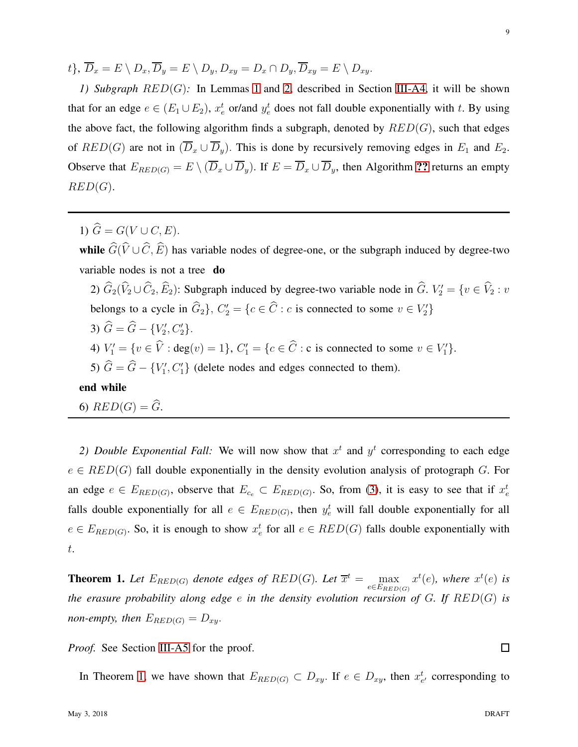$t\}$, $\overline{D}_x = E \setminus D_x, \overline{D}_y = E \setminus D_y, D_{xy} = D_x \cap D_y, \overline{D}_{xy} = E \setminus D_{xy}$.

*1) Subgraph $RED(G)$:* In Lemmas 1 and 2, described in Section III-A4, it will be shown that for an edge $e \in (E_1 \cup E_2)$, $x_e^t$ or/and $y_e^t$ does not fall double exponentially with $t$. By using the above fact, the following algorithm finds a subgraph, denoted by $RED(G)$, such that edges of $RED(G)$ are not in $(\overline{D}_x \cup \overline{D}_y)$. This is done by recursively removing edges in $E_1$ and $E_2$. Observe that $E_{RED(G)} = E \setminus (\overline{D}_x \cup \overline{D}_y)$. If $E = \overline{D}_x \cup \overline{D}_y$, then Algorithm **??** returns an empty $RED(G)$.

---

1) $\widehat{G} = G(V \cup C, E)$.

**while** $\widehat{G}(\widehat{V} \cup \widehat{C}, \widehat{E})$ has variable nodes of degree-one, or the subgraph induced by degree-two variable nodes is not a tree **do**

  2) $\widehat{G}_2(\widehat{V}_2 \cup \widehat{C}_2, \widehat{E}_2)$: Subgraph induced by degree-two variable node in $\widehat{G}$. $V_2' = \{v \in \widehat{V}_2 : v$ belongs to a cycle in $\widehat{G}_2\}$, $C_2' = \{c \in \widehat{C} : c$ is connected to some $v \in V_2'\}$

  3) $\widehat{G} = \widehat{G} - \{V_2', C_2'\}$.

  4) $V_1' = \{v \in \widehat{V} : \deg(v) = 1\}$, $C_1' = \{c \in \widehat{C} :$ c is connected to some $v \in V_1'\}$.

  5) $\widehat{G} = \widehat{G} - \{V_1', C_1'\}$ (delete nodes and edges connected to them).

**end while**

6) $RED(G) = \widehat{G}$.

---

*2) Double Exponential Fall:* We will now show that $x^t$ and $y^t$ corresponding to each edge $e \in RED(G)$ fall double exponentially in the density evolution analysis of protograph $G$. For an edge $e \in E_{RED(G)}$, observe that $E_{c_e} \subset E_{RED(G)}$. So, from (3), it is easy to see that if $x_e^t$ falls double exponentially for all $e \in E_{RED(G)}$, then $y_e^t$ will fall double exponentially for all $e \in E_{RED(G)}$. So, it is enough to show $x_e^t$ for all $e \in RED(G)$ falls double exponentially with $t$.

**Theorem 1.** *Let $E_{RED(G)}$ denote edges of $RED(G)$. Let $\overline{x}^t = \max\limits_{e \in E_{RED(G)}} x^t(e)$, where $x^t(e)$ is the erasure probability along edge $e$ in the density evolution recursion of $G$. If $RED(G)$ is non-empty, then $E_{RED(G)} = D_{xy}$.*

*Proof.* See Section III-A5 for the proof. ∎

In Theorem 1, we have shown that $E_{RED(G)} \subset D_{xy}$. If $e \in D_{xy}$, then $x_{e'}^t$ corresponding to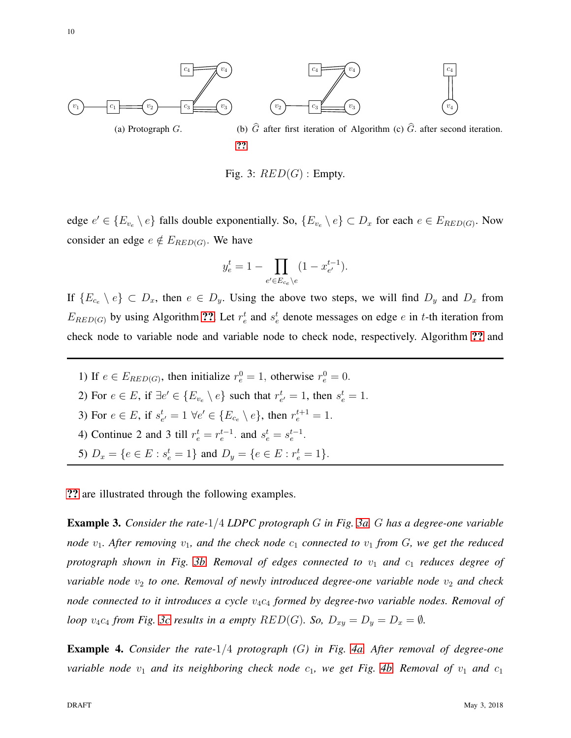(a) Protograph $G$.

(b) $\widehat{G}$ after first iteration of Algorithm ??

(c) $\widehat{G}$. after second iteration.

Fig. 3: $RED(G)$ : Empty.

edge $e' \in \{E_{v_e} \setminus e\}$ falls double exponentially. So, $\{E_{v_e} \setminus e\} \subset D_x$ for each $e \in E_{RED(G)}$. Now consider an edge $e \notin E_{RED(G)}$. We have

$$y_e^t = 1 - \prod_{e' \in E_{c_e} \setminus e} (1 - x_{e'}^{t-1}).$$

If $\{E_{c_e} \setminus e\} \subset D_x$, then $e \in D_y$. Using the above two steps, we will find $D_y$ and $D_x$ from $E_{RED(G)}$ by using Algorithm ??. Let $r_e^t$ and $s_e^t$ denote messages on edge $e$ in $t$-th iteration from check node to variable node and variable node to check node, respectively. Algorithm ?? and

---

1) If $e \in E_{RED(G)}$, then initialize $r_e^0 = 1$, otherwise $r_e^0 = 0$.
2) For $e \in E$, if $\exists e' \in \{E_{v_e} \setminus e\}$ such that $r_{e'}^t = 1$, then $s_e^t = 1$.
3) For $e \in E$, if $s_{e'}^t = 1 \; \forall e' \in \{E_{c_e} \setminus e\}$, then $r_e^{t+1} = 1$.
4) Continue 2 and 3 till $r_e^t = r_e^{t-1}$. and $s_e^t = s_e^{t-1}$.
5) $D_x = \{e \in E : s_e^t = 1\}$ and $D_y = \{e \in E : r_e^t = 1\}$.

---

?? are illustrated through the following examples.

**Example 3.** *Consider the rate-$1/4$ LDPC protograph $G$ in Fig. 3a. $G$ has a degree-one variable node $v_1$. After removing $v_1$, and the check node $c_1$ connected to $v_1$ from $G$, we get the reduced protograph shown in Fig. 3b. Removal of edges connected to $v_1$ and $c_1$ reduces degree of variable node $v_2$ to one. Removal of newly introduced degree-one variable node $v_2$ and check node connected to it introduces a cycle $v_4c_4$ formed by degree-two variable nodes. Removal of loop $v_4c_4$ from Fig. 3c results in a empty $RED(G)$. So, $D_{xy} = D_y = D_x = \emptyset$.*

**Example 4.** *Consider the rate-$1/4$ protograph $(G)$ in Fig. 4a. After removal of degree-one variable node $v_1$ and its neighboring check node $c_1$, we get Fig. 4b. Removal of $v_1$ and $c_1$*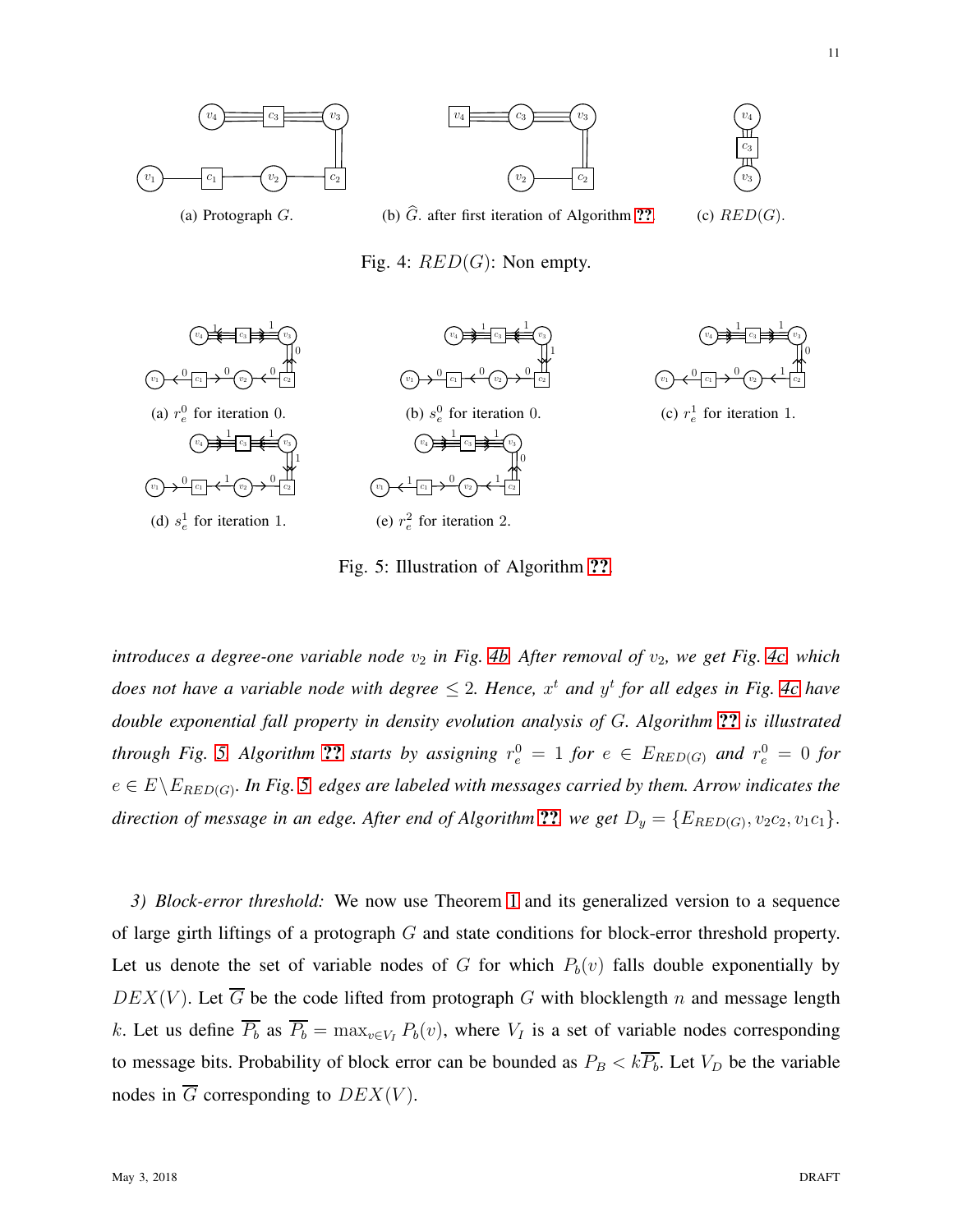(a) Protograph $G$.

(b) $\widehat{G}$. after first iteration of Algorithm ??.

(c) $RED(G)$.

Fig. 4: $RED(G)$: Non empty.

(a) $r_e^0$ for iteration 0.

(b) $s_e^0$ for iteration 0.

(c) $r_e^1$ for iteration 1.

(d) $s_e^1$ for iteration 1.

(e) $r_e^2$ for iteration 2.

Fig. 5: Illustration of Algorithm ??.

*introduces a degree-one variable node $v_2$ in Fig. 4b. After removal of $v_2$, we get Fig. 4c, which does not have a variable node with degree $\leq 2$. Hence, $x^t$ and $y^t$ for all edges in Fig. 4c have double exponential fall property in density evolution analysis of $G$. Algorithm ?? is illustrated through Fig. 5. Algorithm ?? starts by assigning $r_e^0 = 1$ for $e \in E_{RED(G)}$ and $r_e^0 = 0$ for $e \in E \backslash E_{RED(G)}$. In Fig. 5, edges are labeled with messages carried by them. Arrow indicates the direction of message in an edge. After end of Algorithm ?? we get $D_y = \{E_{RED(G)}, v_2c_2, v_1c_1\}$.*

*3) Block-error threshold:* We now use Theorem 1 and its generalized version to a sequence of large girth liftings of a protograph $G$ and state conditions for block-error threshold property. Let us denote the set of variable nodes of $G$ for which $P_b(v)$ falls double exponentially by $DEX(V)$. Let $\overline{G}$ be the code lifted from protograph $G$ with blocklength $n$ and message length $k$. Let us define $\overline{P_b}$ as $\overline{P_b} = \max_{v \in V_I} P_b(v)$, where $V_I$ is a set of variable nodes corresponding to message bits. Probability of block error can be bounded as $P_B < k\overline{P_b}$. Let $V_D$ be the variable nodes in $\overline{G}$ corresponding to $DEX(V)$.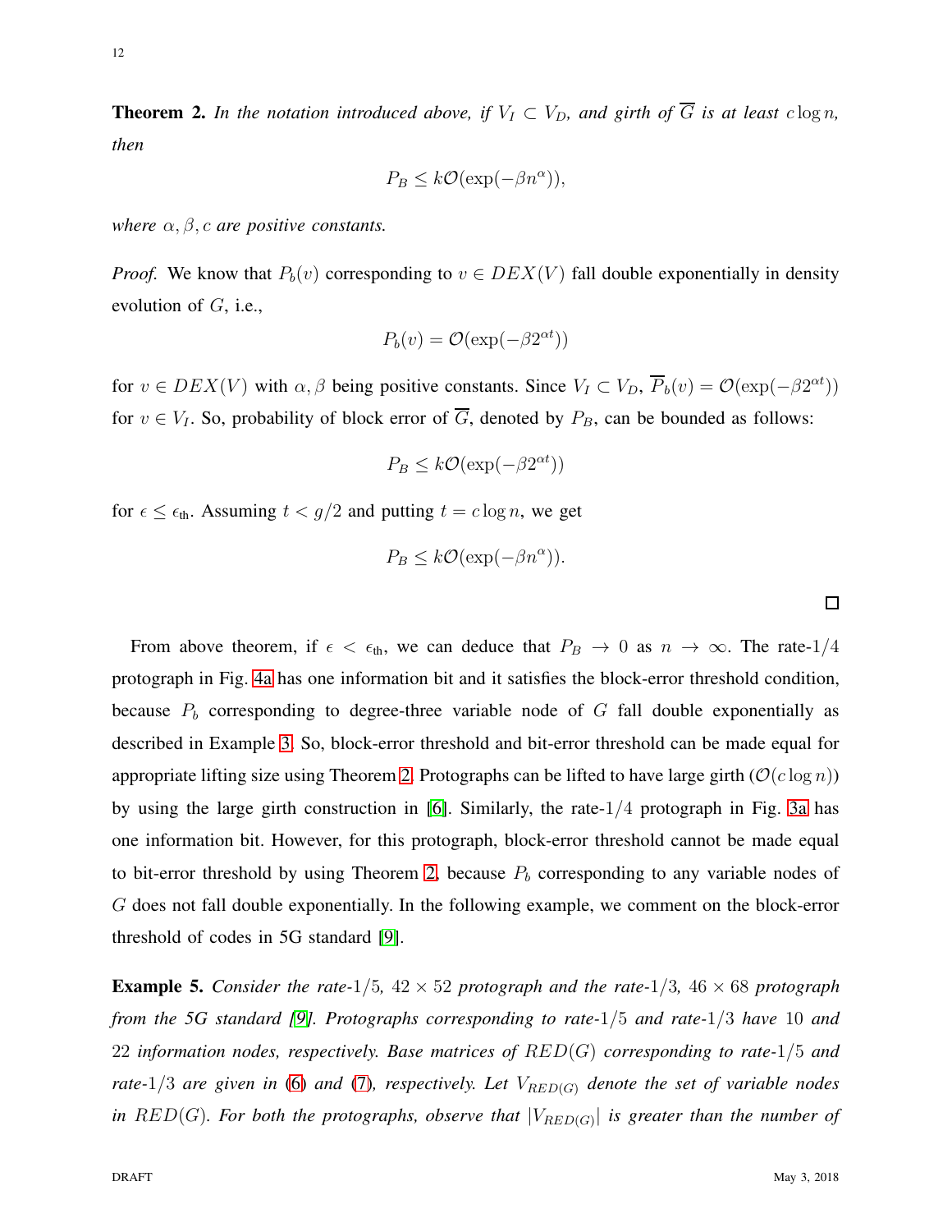**Theorem 2.** *In the notation introduced above, if $V_I \subset V_D$, and girth of $\overline{G}$ is at least $c \log n$, then*

$$P_B \leq k\mathcal{O}(\exp(-\beta n^{\alpha})),$$

*where $\alpha, \beta, c$ are positive constants.*

*Proof.* We know that $P_b(v)$ corresponding to $v \in DEX(V)$ fall double exponentially in density evolution of $G$, i.e.,

$$P_b(v) = \mathcal{O}(\exp(-\beta 2^{\alpha t}))$$

for $v \in DEX(V)$ with $\alpha, \beta$ being positive constants. Since $V_I \subset V_D$, $\overline{P}_b(v) = \mathcal{O}(\exp(-\beta 2^{\alpha t}))$ for $v \in V_I$. So, probability of block error of $\overline{G}$, denoted by $P_B$, can be bounded as follows:

$$P_B \leq k\mathcal{O}(\exp(-\beta 2^{\alpha t}))$$

for $\epsilon \leq \epsilon_{\text{th}}$. Assuming $t < g/2$ and putting $t = c \log n$, we get

$$P_B \leq k\mathcal{O}(\exp(-\beta n^{\alpha})).$$

□

From above theorem, if $\epsilon < \epsilon_{\text{th}}$, we can deduce that $P_B \to 0$ as $n \to \infty$. The rate-$1/4$ protograph in Fig. 4a has one information bit and it satisfies the block-error threshold condition, because $P_b$ corresponding to degree-three variable node of $G$ fall double exponentially as described in Example 3. So, block-error threshold and bit-error threshold can be made equal for appropriate lifting size using Theorem 2. Protographs can be lifted to have large girth ($\mathcal{O}(c \log n)$) by using the large girth construction in [6]. Similarly, the rate-$1/4$ protograph in Fig. 3a has one information bit. However, for this protograph, block-error threshold cannot be made equal to bit-error threshold by using Theorem 2, because $P_b$ corresponding to any variable nodes of $G$ does not fall double exponentially. In the following example, we comment on the block-error threshold of codes in 5G standard [9].

**Example 5.** *Consider the rate-$1/5$, $42 \times 52$ protograph and the rate-$1/3$, $46 \times 68$ protograph from the 5G standard [9]. Protographs corresponding to rate-$1/5$ and rate-$1/3$ have $10$ and $22$ information nodes, respectively. Base matrices of $RED(G)$ corresponding to rate-$1/5$ and rate-$1/3$ are given in (6) and (7), respectively. Let $V_{RED(G)}$ denote the set of variable nodes in $RED(G)$. For both the protographs, observe that $|V_{RED(G)}|$ is greater than the number of*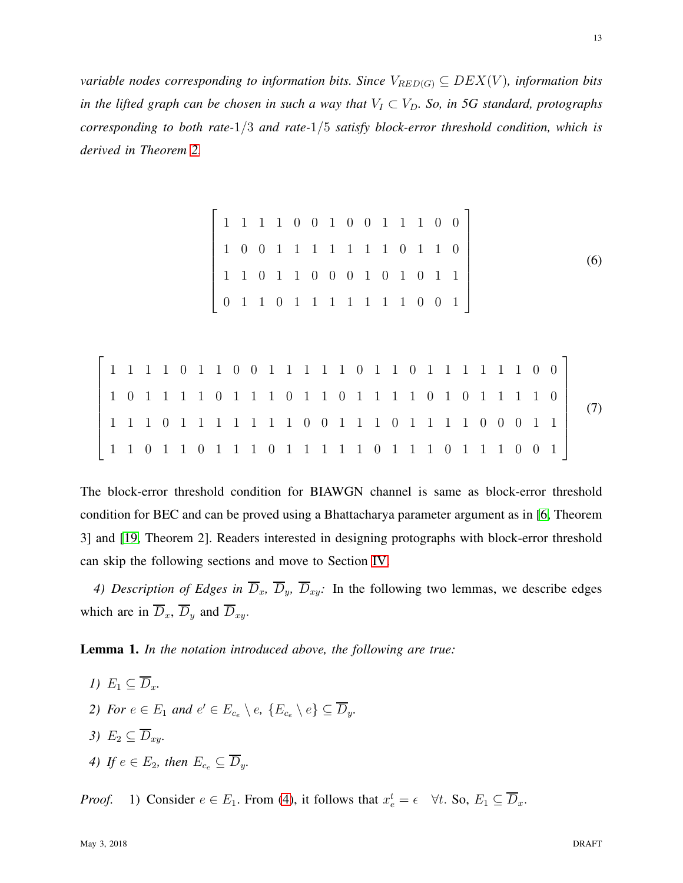*variable nodes corresponding to information bits. Since $V_{RED(G)} \subseteq DEX(V)$, information bits in the lifted graph can be chosen in such a way that $V_I \subset V_D$. So, in 5G standard, protographs corresponding to both rate-$1/3$ and rate-$1/5$ satisfy block-error threshold condition, which is derived in Theorem 2.*

$$\begin{bmatrix} 1 & 1 & 1 & 1 & 0 & 0 & 1 & 0 & 0 & 1 & 1 & 1 & 0 & 0 \\ 1 & 0 & 0 & 1 & 1 & 1 & 1 & 1 & 1 & 1 & 0 & 1 & 1 & 0 \\ 1 & 1 & 0 & 1 & 1 & 0 & 0 & 0 & 1 & 0 & 1 & 0 & 1 & 1 \\ 0 & 1 & 1 & 0 & 1 & 1 & 1 & 1 & 1 & 1 & 1 & 0 & 0 & 1 \end{bmatrix} \tag{6}$$

$$\begin{bmatrix} 1 & 1 & 1 & 1 & 0 & 1 & 1 & 0 & 0 & 1 & 1 & 1 & 1 & 1 & 0 & 1 & 1 & 0 & 1 & 1 & 1 & 1 & 1 & 1 & 0 & 0 \\ 1 & 0 & 1 & 1 & 1 & 1 & 0 & 1 & 1 & 1 & 0 & 1 & 1 & 0 & 1 & 1 & 1 & 1 & 0 & 1 & 0 & 1 & 1 & 1 & 1 & 0 \\ 1 & 1 & 1 & 0 & 1 & 1 & 1 & 1 & 1 & 1 & 1 & 0 & 0 & 1 & 1 & 1 & 0 & 1 & 1 & 1 & 1 & 0 & 0 & 0 & 1 & 1 \\ 1 & 1 & 0 & 1 & 1 & 0 & 1 & 1 & 1 & 0 & 1 & 1 & 1 & 1 & 1 & 0 & 1 & 1 & 1 & 0 & 1 & 1 & 1 & 0 & 0 & 1 \end{bmatrix} \tag{7}$$

The block-error threshold condition for BIAWGN channel is same as block-error threshold condition for BEC and can be proved using a Bhattacharya parameter argument as in [6, Theorem 3] and [19, Theorem 2]. Readers interested in designing protographs with block-error threshold can skip the following sections and move to Section IV.

*4) Description of Edges in $\overline{D}_x$, $\overline{D}_y$, $\overline{D}_{xy}$:* In the following two lemmas, we describe edges which are in $\overline{D}_x$, $\overline{D}_y$ and $\overline{D}_{xy}$.

**Lemma 1.** *In the notation introduced above, the following are true:*

1) *$E_1 \subseteq \overline{D}_x$.*
2) *For $e \in E_1$ and $e' \in E_{c_e} \setminus e$, $\{E_{c_e} \setminus e\} \subseteq \overline{D}_y$.*
3) *$E_2 \subseteq \overline{D}_{xy}$.*
4) *If $e \in E_2$, then $E_{c_e} \subseteq \overline{D}_y$.*

*Proof.* 1) Consider $e \in E_1$. From (4), it follows that $x_e^t = \epsilon \quad \forall t$. So, $E_1 \subseteq \overline{D}_x$.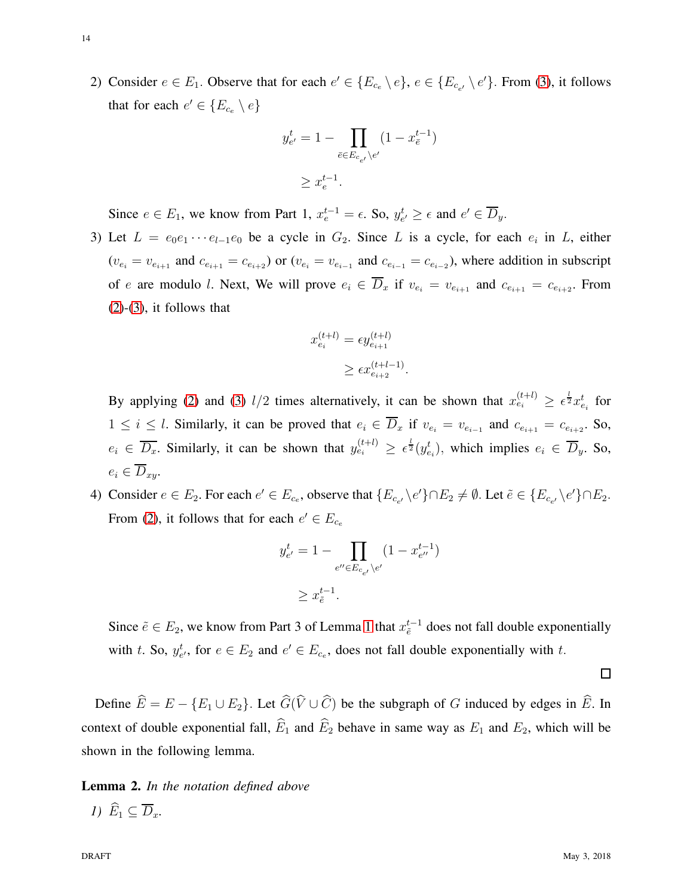2) Consider $e \in E_1$. Observe that for each $e' \in \{E_{c_e} \setminus e\}$, $e \in \{E_{c_{e'}} \setminus e'\}$. From (3), it follows that for each $e' \in \{E_{c_e} \setminus e\}$

$$
\begin{aligned}
y_{e'}^t &= 1 - \prod_{\bar{e} \in E_{c_{e'}} \setminus e'} (1 - x_{\bar{e}}^{t-1}) \\
&\geq x_e^{t-1}.
\end{aligned}
$$

Since $e \in E_1$, we know from Part 1, $x_e^{t-1} = \epsilon$. So, $y_{e'}^t \geq \epsilon$ and $e' \in \overline{D}_y$.

3) Let $L = e_0 e_1 \cdots e_{l-1} e_0$ be a cycle in $G_2$. Since $L$ is a cycle, for each $e_i$ in $L$, either ($v_{e_i} = v_{e_{i+1}}$ and $c_{e_{i+1}} = c_{e_{i+2}}$) or ($v_{e_i} = v_{e_{i-1}}$ and $c_{e_{i-1}} = c_{e_{i-2}}$), where addition in subscript of $e$ are modulo $l$. Next, We will prove $e_i \in \overline{D}_x$ if $v_{e_i} = v_{e_{i+1}}$ and $c_{e_{i+1}} = c_{e_{i+2}}$. From (2)-(3), it follows that

$$
\begin{aligned}
x_{e_i}^{(t+l)} &= \epsilon y_{e_{i+1}}^{(t+l)} \\
&\geq \epsilon x_{e_{i+2}}^{(t+l-1)}.
\end{aligned}
$$

By applying (2) and (3) $l/2$ times alternatively, it can be shown that $x_{e_i}^{(t+l)} \geq \epsilon^{\frac{l}{2}} x_{e_i}^t$ for $1 \leq i \leq l$. Similarly, it can be proved that $e_i \in \overline{D}_x$ if $v_{e_i} = v_{e_{i-1}}$ and $c_{e_{i+1}} = c_{e_{i+2}}$. So, $e_i \in \overline{D_x}$. Similarly, it can be shown that $y_{e_i}^{(t+l)} \geq \epsilon^{\frac{l}{2}}(y_{e_i}^t)$, which implies $e_i \in \overline{D}_y$. So, $e_i \in \overline{D}_{xy}$.

4) Consider $e \in E_2$. For each $e' \in E_{c_e}$, observe that $\{E_{c_{e'}} \setminus e'\} \cap E_2 \neq \emptyset$. Let $\tilde{e} \in \{E_{c_{e'}} \setminus e'\} \cap E_2$. From (2), it follows that for each $e' \in E_{c_e}$

$$
\begin{aligned}
y_{e'}^t &= 1 - \prod_{e'' \in E_{c_{e'}} \setminus e'} (1 - x_{e''}^{t-1}) \\
&\geq x_{\tilde{e}}^{t-1}.
\end{aligned}
$$

Since $\tilde{e} \in E_2$, we know from Part 3 of Lemma 1 that $x_{\tilde{e}}^{t-1}$ does not fall double exponentially with $t$. So, $y_{e'}^t$, for $e \in E_2$ and $e' \in E_{c_e}$, does not fall double exponentially with $t$.

□

Define $\widehat{E} = E - \{E_1 \cup E_2\}$. Let $\widehat{G}(\widehat{V} \cup \widehat{C})$ be the subgraph of $G$ induced by edges in $\widehat{E}$. In context of double exponential fall, $\widehat{E}_1$ and $\widehat{E}_2$ behave in same way as $E_1$ and $E_2$, which will be shown in the following lemma.

**Lemma 2.** *In the notation defined above*

*1)* $\widehat{E}_1 \subseteq \overline{D}_x$.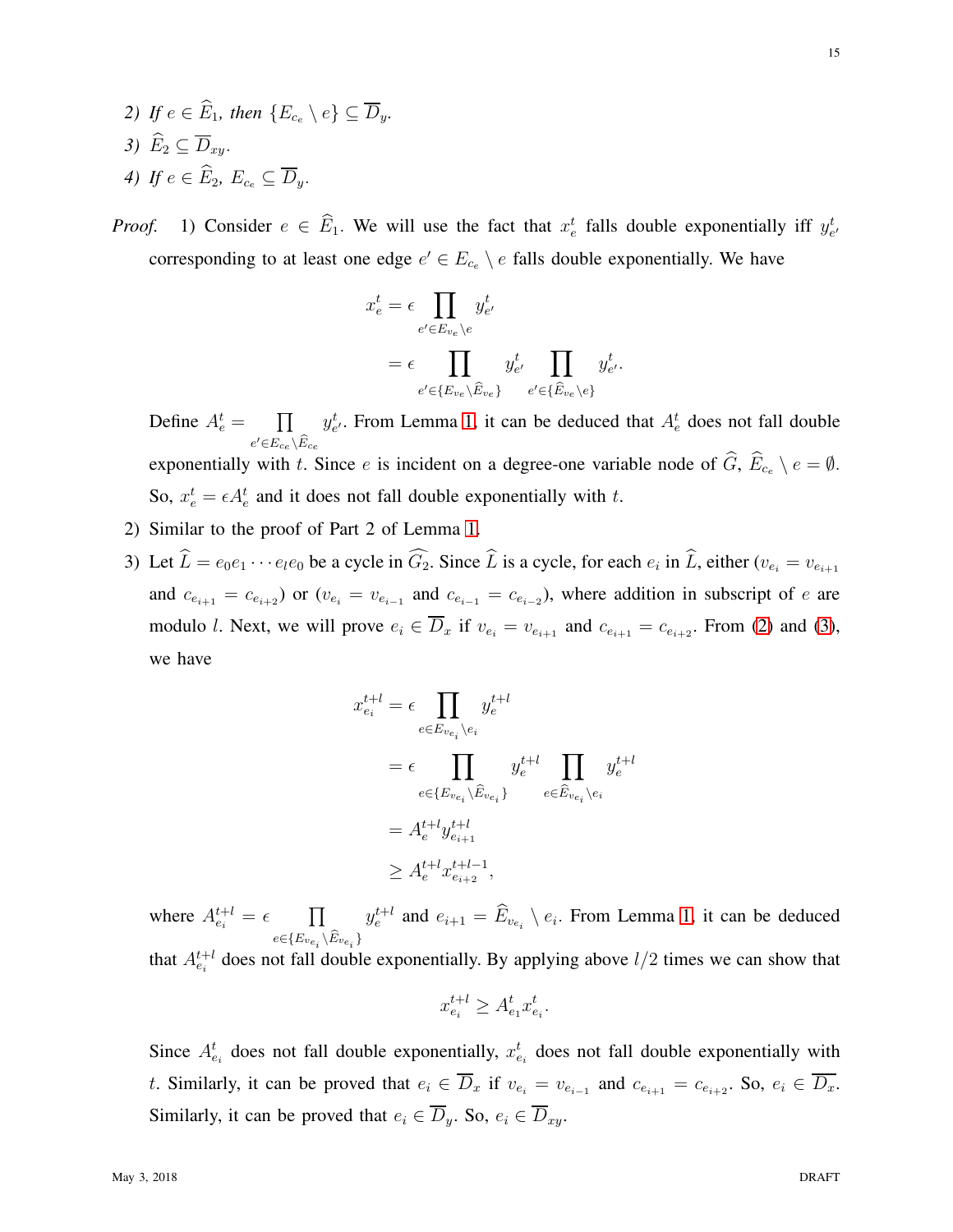2) *If* $e \in \widehat{E}_1$*, then* $\{E_{c_e} \setminus e\} \subseteq \overline{D}_y$.

3) $\widehat{E}_2 \subseteq \overline{D}_{xy}$.

4) *If* $e \in \widehat{E}_2$*,* $E_{c_e} \subseteq \overline{D}_y$.

*Proof.* 1) Consider $e \in \widehat{E}_1$. We will use the fact that $x_e^t$ falls double exponentially iff $y_{e'}^t$ corresponding to at least one edge $e' \in E_{c_e} \setminus e$ falls double exponentially. We have

$$
\begin{aligned}
x_e^t &= \epsilon \prod_{e' \in E_{v_e} \setminus e} y_{e'}^t \\
&= \epsilon \prod_{e' \in \{E_{v_e} \setminus \widehat{E}_{v_e}\}} y_{e'}^t \prod_{e' \in \{\widehat{E}_{v_e} \setminus e\}} y_{e'}^t.
\end{aligned}
$$

Define $A_e^t = \prod_{e' \in E_{ce} \setminus \widehat{E}_{ce}} y_{e'}^t$. From Lemma 1, it can be deduced that $A_e^t$ does not fall double exponentially with $t$. Since $e$ is incident on a degree-one variable node of $\widehat{G}$, $\widehat{E}_{c_e} \setminus e = \emptyset$. So, $x_e^t = \epsilon A_e^t$ and it does not fall double exponentially with $t$.

2) Similar to the proof of Part 2 of Lemma 1.

3) Let $\widehat{L} = e_0 e_1 \cdots e_l e_0$ be a cycle in $\widehat{G_2}$. Since $\widehat{L}$ is a cycle, for each $e_i$ in $\widehat{L}$, either ($v_{e_i} = v_{e_{i+1}}$ and $c_{e_{i+1}} = c_{e_{i+2}}$) or ($v_{e_i} = v_{e_{i-1}}$ and $c_{e_{i-1}} = c_{e_{i-2}}$), where addition in subscript of $e$ are modulo $l$. Next, we will prove $e_i \in \overline{D}_x$ if $v_{e_i} = v_{e_{i+1}}$ and $c_{e_{i+1}} = c_{e_{i+2}}$. From (2) and (3), we have

$$
\begin{aligned}
x_{e_i}^{t+l} &= \epsilon \prod_{e \in E_{v_{e_i}} \setminus e_i} y_e^{t+l} \\
&= \epsilon \prod_{e \in \{E_{v_{e_i}} \setminus \widehat{E}_{v_{e_i}}\}} y_e^{t+l} \prod_{e \in \widehat{E}_{v_{e_i}} \setminus e_i} y_e^{t+l} \\
&= A_e^{t+l} y_{e_{i+1}}^{t+l} \\
&\geq A_e^{t+l} x_{e_{i+2}}^{t+l-1},
\end{aligned}
$$

where $A_{e_i}^{t+l} = \epsilon \prod_{e \in \{E_{v_{e_i}} \setminus \widehat{E}_{v_{e_i}}\}} y_e^{t+l}$ and $e_{i+1} = \widehat{E}_{v_{e_i}} \setminus e_i$. From Lemma 1, it can be deduced that $A_{e_i}^{t+l}$ does not fall double exponentially. By applying above $l/2$ times we can show that

$$
x_{e_i}^{t+l} \geq A_{e_1}^t x_{e_i}^t.
$$

Since $A_{e_i}^t$ does not fall double exponentially, $x_{e_i}^t$ does not fall double exponentially with $t$. Similarly, it can be proved that $e_i \in \overline{D}_x$ if $v_{e_i} = v_{e_{i-1}}$ and $c_{e_{i+1}} = c_{e_{i+2}}$. So, $e_i \in \overline{D}_x$. Similarly, it can be proved that $e_i \in \overline{D}_y$. So, $e_i \in \overline{D}_{xy}$.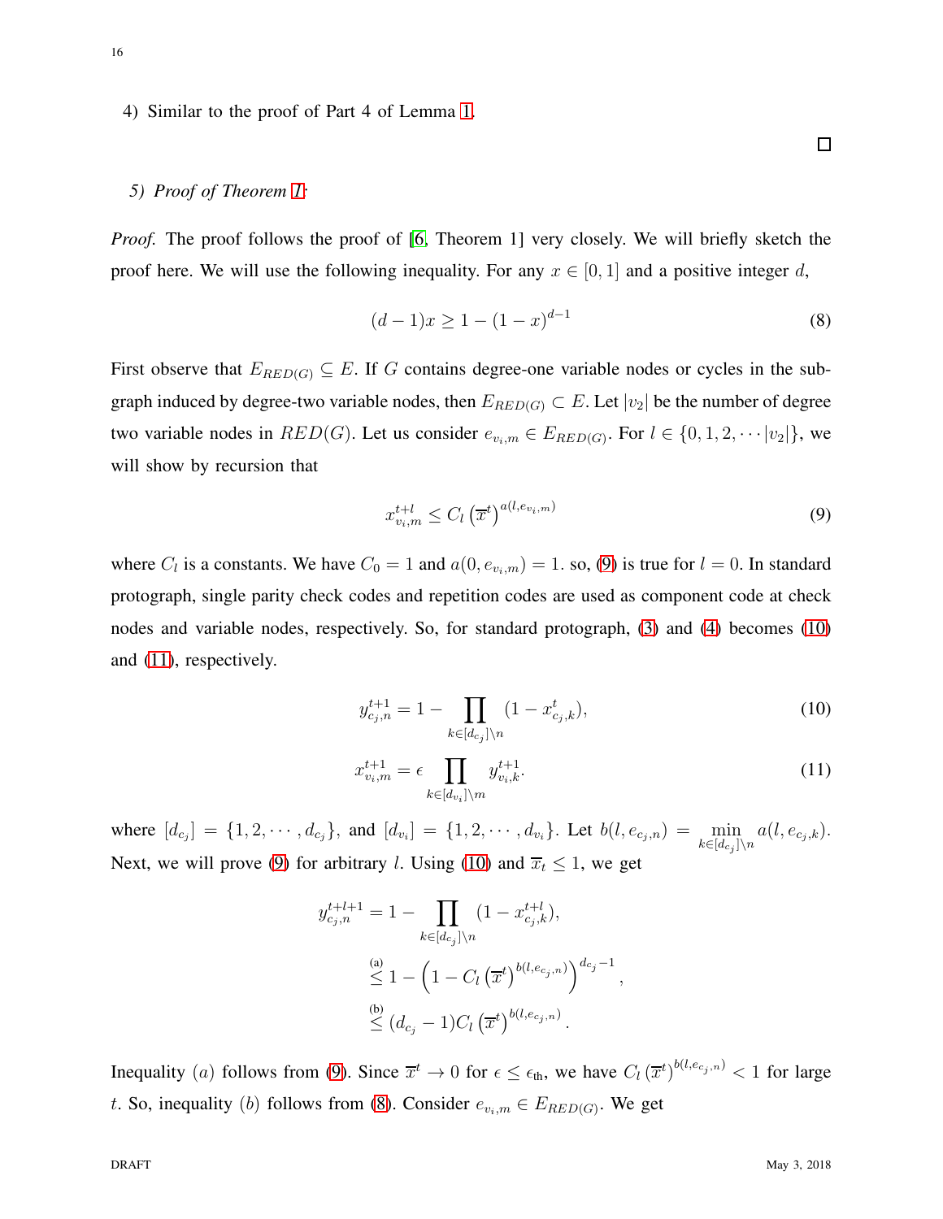4) Similar to the proof of Part 4 of Lemma 1.

□

*5) Proof of Theorem 1:*

*Proof.* The proof follows the proof of [6, Theorem 1] very closely. We will briefly sketch the proof here. We will use the following inequality. For any $x \in [0,1]$ and a positive integer $d$,

$$(d-1)x \geq 1 - (1-x)^{d-1} \tag{8}$$

First observe that $E_{RED(G)} \subseteq E$. If $G$ contains degree-one variable nodes or cycles in the sub-graph induced by degree-two variable nodes, then $E_{RED(G)} \subset E$. Let $|v_2|$ be the number of degree two variable nodes in $RED(G)$. Let us consider $e_{v_i,m} \in E_{RED(G)}$. For $l \in \{0, 1, 2, \cdots |v_2|\}$, we will show by recursion that

$$x^{t+l}_{v_i,m} \leq C_l \left(\overline{x}^t\right)^{a(l, e_{v_i,m})} \tag{9}$$

where $C_l$ is a constants. We have $C_0 = 1$ and $a(0, e_{v_i,m}) = 1$. so, (9) is true for $l = 0$. In standard protograph, single parity check codes and repetition codes are used as component code at check nodes and variable nodes, respectively. So, for standard protograph, (3) and (4) becomes (10) and (11), respectively.

$$y^{t+1}_{c_j,n} = 1 - \prod_{k \in [d_{c_j}] \setminus n} (1 - x^t_{c_j,k}), \tag{10}$$

$$x^{t+1}_{v_i,m} = \epsilon \prod_{k \in [d_{v_i}] \setminus m} y^{t+1}_{v_i,k}. \tag{11}$$

where $[d_{c_j}] = \{1, 2, \cdots, d_{c_j}\}$, and $[d_{v_i}] = \{1, 2, \cdots, d_{v_i}\}$. Let $b(l, e_{c_j,n}) = \min_{k \in [d_{c_j}] \setminus n} a(l, e_{c_j,k})$. Next, we will prove (9) for arbitrary $l$. Using (10) and $\overline{x}_t \leq 1$, we get

$$\begin{aligned}
y^{t+l+1}_{c_j,n} &= 1 - \prod_{k \in [d_{c_j}] \setminus n} (1 - x^{t+l}_{c_j,k}), \\
&\overset{\text{(a)}}{\leq} 1 - \left(1 - C_l \left(\overline{x}^t\right)^{b(l, e_{c_j,n})}\right)^{d_{c_j}-1}, \\
&\overset{\text{(b)}}{\leq} (d_{c_j} - 1) C_l \left(\overline{x}^t\right)^{b(l, e_{c_j,n})}.
\end{aligned}$$

Inequality $(a)$ follows from (9). Since $\overline{x}^t \to 0$ for $\epsilon \leq \epsilon_{\text{th}}$, we have $C_l \left(\overline{x}^t\right)^{b(l, e_{c_j,n})} < 1$ for large $t$. So, inequality $(b)$ follows from (8). Consider $e_{v_i,m} \in E_{RED(G)}$. We get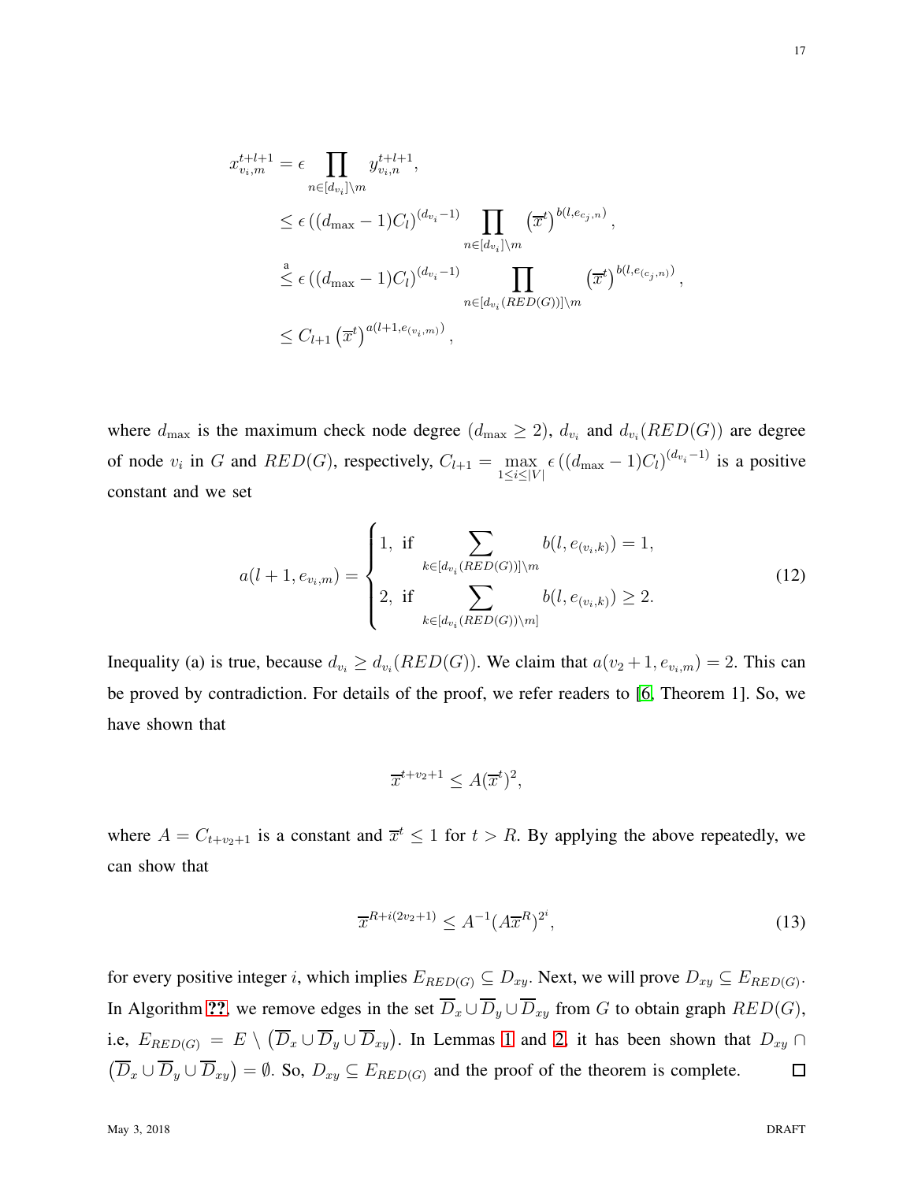$$
\begin{aligned}
x_{v_i,m}^{t+l+1} &= \epsilon \prod_{n\in[d_{v_i}]\setminus m} y_{v_i,n}^{t+l+1}, \\
&\leq \epsilon \left((d_{\max}-1)C_l\right)^{(d_{v_i}-1)} \prod_{n\in[d_{v_i}]\setminus m} \left(\overline{x}^t\right)^{b(l,e_{c_j,n})}, \\
&\overset{\text{a}}{\leq} \epsilon \left((d_{\max}-1)C_l\right)^{(d_{v_i}-1)} \prod_{n\in[d_{v_i}(RED(G))]\setminus m} \left(\overline{x}^t\right)^{b(l,e_{(c_j,n)})}, \\
&\leq C_{l+1} \left(\overline{x}^t\right)^{a(l+1,e_{(v_i,m)})},
\end{aligned}
$$

where $d_{\max}$ is the maximum check node degree ($d_{\max} \geq 2$), $d_{v_i}$ and $d_{v_i}(RED(G))$ are degree of node $v_i$ in $G$ and $RED(G)$, respectively, $C_{l+1} = \max_{1\leq i\leq |V|} \epsilon \left((d_{\max}-1)C_l\right)^{(d_{v_i}-1)}$ is a positive constant and we set

$$
a(l+1, e_{v_i,m}) = \begin{cases} 1, \text{ if } & \sum_{k\in[d_{v_i}(RED(G))]\setminus m} b(l, e_{(v_i,k)}) = 1, \\ 2, \text{ if } & \sum_{k\in[d_{v_i}(RED(G))\setminus m]} b(l, e_{(v_i,k)}) \geq 2. \end{cases} \tag{12}
$$

Inequality (a) is true, because $d_{v_i} \geq d_{v_i}(RED(G))$. We claim that $a(v_2+1, e_{v_i,m}) = 2$. This can be proved by contradiction. For details of the proof, we refer readers to [6, Theorem 1]. So, we have shown that

$$
\overline{x}^{t+v_2+1} \leq A(\overline{x}^t)^2,
$$

where $A = C_{t+v_2+1}$ is a constant and $\overline{x}^t \leq 1$ for $t > R$. By applying the above repeatedly, we can show that

$$
\overline{x}^{R+i(2v_2+1)} \leq A^{-1}(A\overline{x}^R)^{2^i}, \tag{13}
$$

for every positive integer $i$, which implies $E_{RED(G)} \subseteq D_{xy}$. Next, we will prove $D_{xy} \subseteq E_{RED(G)}$. In Algorithm ??, we remove edges in the set $\overline{D}_x \cup \overline{D}_y \cup \overline{D}_{xy}$ from $G$ to obtain graph $RED(G)$, i.e, $E_{RED(G)} = E \setminus \left(\overline{D}_x \cup \overline{D}_y \cup \overline{D}_{xy}\right)$. In Lemmas 1 and 2, it has been shown that $D_{xy} \cap \left(\overline{D}_x \cup \overline{D}_y \cup \overline{D}_{xy}\right) = \emptyset$. So, $D_{xy} \subseteq E_{RED(G)}$ and the proof of the theorem is complete. □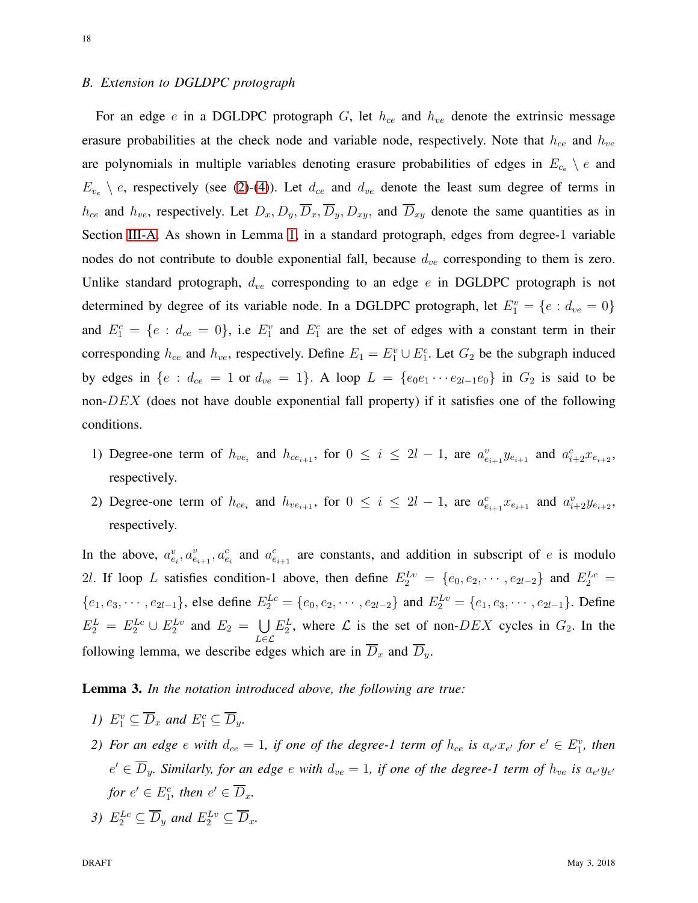### B. Extension to DGLDPC protograph

For an edge $e$ in a DGLDPC protograph $G$, let $h_{ce}$ and $h_{ve}$ denote the extrinsic message erasure probabilities at the check node and variable node, respectively. Note that $h_{ce}$ and $h_{ve}$ are polynomials in multiple variables denoting erasure probabilities of edges in $E_{c_e} \setminus e$ and $E_{v_e} \setminus e$, respectively (see (2)-(4)). Let $d_{ce}$ and $d_{ve}$ denote the least sum degree of terms in $h_{ce}$ and $h_{ve}$, respectively. Let $D_x, D_y, \overline{D}_x, \overline{D}_y, D_{xy}$, and $\overline{D}_{xy}$ denote the same quantities as in Section III-A. As shown in Lemma 1, in a standard protograph, edges from degree-1 variable nodes do not contribute to double exponential fall, because $d_{ve}$ corresponding to them is zero. Unlike standard protograph, $d_{ve}$ corresponding to an edge $e$ in DGLDPC protograph is not determined by degree of its variable node. In a DGLDPC protograph, let $E_1^v = \{e : d_{ve} = 0\}$ and $E_1^c = \{e : d_{ce} = 0\}$, i.e $E_1^v$ and $E_1^c$ are the set of edges with a constant term in their corresponding $h_{ce}$ and $h_{ve}$, respectively. Define $E_1 = E_1^v \cup E_1^c$. Let $G_2$ be the subgraph induced by edges in $\{e : d_{ce} = 1 \text{ or } d_{ve} = 1\}$. A loop $L = \{e_0 e_1 \cdots e_{2l-1} e_0\}$ in $G_2$ is said to be non-$DEX$ (does not have double exponential fall property) if it satisfies one of the following conditions.

1) Degree-one term of $h_{ve_i}$ and $h_{ce_{i+1}}$, for $0 \leq i \leq 2l-1$, are $a^v_{e_{i+1}} y_{e_{i+1}}$ and $a^c_{i+2} x_{e_{i+2}}$, respectively.
2) Degree-one term of $h_{ce_i}$ and $h_{ve_{i+1}}$, for $0 \leq i \leq 2l-1$, are $a^c_{e_{i+1}} x_{e_{i+1}}$ and $a^v_{i+2} y_{e_{i+2}}$, respectively.

In the above, $a^v_{e_i}, a^v_{e_{i+1}}, a^c_{e_i}$ and $a^c_{e_{i+1}}$ are constants, and addition in subscript of $e$ is modulo $2l$. If loop $L$ satisfies condition-1 above, then define $E_2^{Lv} = \{e_0, e_2, \cdots, e_{2l-2}\}$ and $E_2^{Lc} = \{e_1, e_3, \cdots, e_{2l-1}\}$, else define $E_2^{Lc} = \{e_0, e_2, \cdots, e_{2l-2}\}$ and $E_2^{Lv} = \{e_1, e_3, \cdots, e_{2l-1}\}$. Define $E_2^L = E_2^{Lc} \cup E_2^{Lv}$ and $E_2 = \bigcup_{L \in \mathcal{L}} E_2^L$, where $\mathcal{L}$ is the set of non-$DEX$ cycles in $G_2$. In the following lemma, we describe edges which are in $\overline{D}_x$ and $\overline{D}_y$.

**Lemma 3.** *In the notation introduced above, the following are true:*

1) *$E_1^v \subseteq \overline{D}_x$ and $E_1^c \subseteq \overline{D}_y$.*
2) *For an edge $e$ with $d_{ce} = 1$, if one of the degree-1 term of $h_{ce}$ is $a_{e'} x_{e'}$ for $e' \in E_1^v$, then $e' \in \overline{D}_y$. Similarly, for an edge $e$ with $d_{ve} = 1$, if one of the degree-1 term of $h_{ve}$ is $a_{e'} y_{e'}$ for $e' \in E_1^c$, then $e' \in \overline{D}_x$.*
3) *$E_2^{Lc} \subseteq \overline{D}_y$ and $E_2^{Lv} \subseteq \overline{D}_x$.*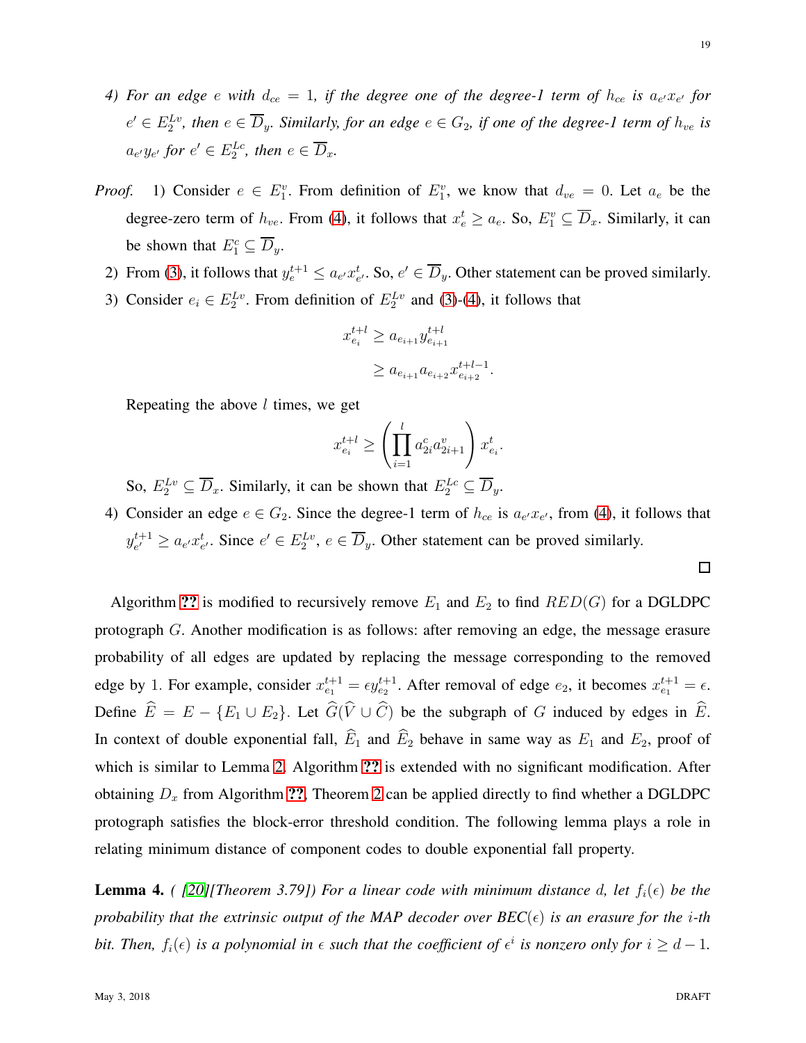4) *For an edge $e$ with $d_{ce} = 1$, if the degree one of the degree-1 term of $h_{ce}$ is $a_{e'}x_{e'}$ for $e' \in E_2^{Lv}$, then $e \in \overline{D}_y$. Similarly, for an edge $e \in G_2$, if one of the degree-1 term of $h_{ve}$ is $a_{e'}y_{e'}$ for $e' \in E_2^{Lc}$, then $e \in \overline{D}_x$.*

*Proof.* 1) Consider $e \in E_1^v$. From definition of $E_1^v$, we know that $d_{ve} = 0$. Let $a_e$ be the degree-zero term of $h_{ve}$. From (4), it follows that $x_e^t \geq a_e$. So, $E_1^v \subseteq \overline{D}_x$. Similarly, it can be shown that $E_1^c \subseteq \overline{D}_y$.

2) From (3), it follows that $y_e^{t+1} \leq a_{e'}x_{e'}^t$. So, $e' \in \overline{D}_y$. Other statement can be proved similarly.

3) Consider $e_i \in E_2^{Lv}$. From definition of $E_2^{Lv}$ and (3)-(4), it follows that

$$
\begin{aligned}
x_{e_i}^{t+l} &\geq a_{e_{i+1}} y_{e_{i+1}}^{t+l} \\
&\geq a_{e_{i+1}} a_{e_{i+2}} x_{e_{i+2}}^{t+l-1}.
\end{aligned}
$$

Repeating the above $l$ times, we get

$$
x_{e_i}^{t+l} \geq \left( \prod_{i=1}^{l} a_{2i}^c a_{2i+1}^v \right) x_{e_i}^t.
$$

So, $E_2^{Lv} \subseteq \overline{D}_x$. Similarly, it can be shown that $E_2^{Lc} \subseteq \overline{D}_y$.

4) Consider an edge $e \in G_2$. Since the degree-1 term of $h_{ce}$ is $a_{e'}x_{e'}$, from (4), it follows that $y_{e'}^{t+1} \geq a_{e'}x_{e'}^t$. Since $e' \in E_2^{Lv}$, $e \in \overline{D}_y$. Other statement can be proved similarly.

□

Algorithm ?? is modified to recursively remove $E_1$ and $E_2$ to find $RED(G)$ for a DGLDPC protograph $G$. Another modification is as follows: after removing an edge, the message erasure probability of all edges are updated by replacing the message corresponding to the removed edge by 1. For example, consider $x_{e_1}^{t+1} = \epsilon y_{e_2}^{t+1}$. After removal of edge $e_2$, it becomes $x_{e_1}^{t+1} = \epsilon$. Define $\widehat{E} = E - \{E_1 \cup E_2\}$. Let $\widehat{G}(\widehat{V} \cup \widehat{C})$ be the subgraph of $G$ induced by edges in $\widehat{E}$. In context of double exponential fall, $\widehat{E}_1$ and $\widehat{E}_2$ behave in same way as $E_1$ and $E_2$, proof of which is similar to Lemma 2. Algorithm ?? is extended with no significant modification. After obtaining $D_x$ from Algorithm ??, Theorem 2 can be applied directly to find whether a DGLDPC protograph satisfies the block-error threshold condition. The following lemma plays a role in relating minimum distance of component codes to double exponential fall property.

**Lemma 4.** *( [20][Theorem 3.79]) For a linear code with minimum distance $d$, let $f_i(\epsilon)$ be the probability that the extrinsic output of the MAP decoder over BEC($\epsilon$) is an erasure for the $i$-th bit. Then, $f_i(\epsilon)$ is a polynomial in $\epsilon$ such that the coefficient of $\epsilon^i$ is nonzero only for $i \geq d - 1$.*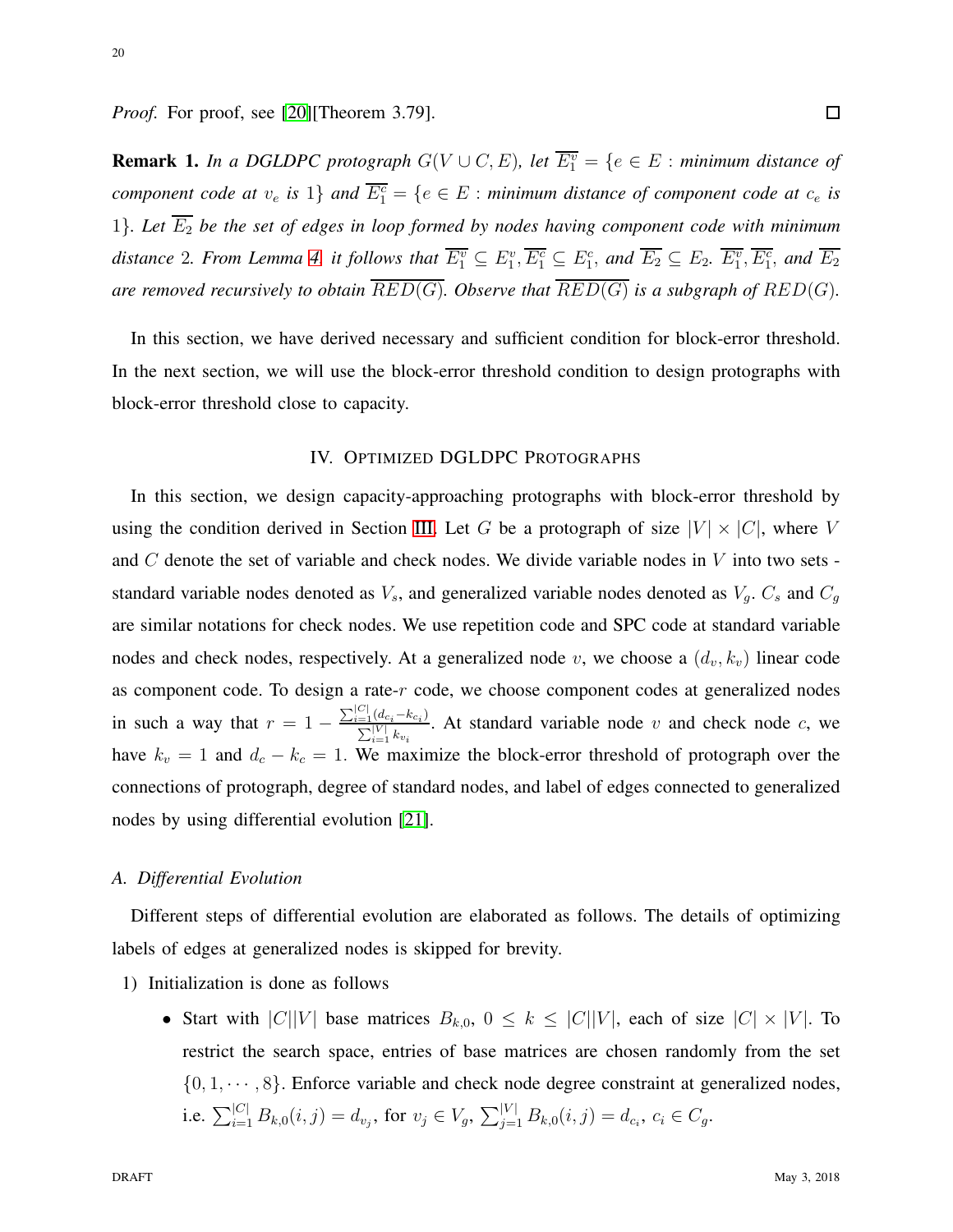*Proof.* For proof, see [20][Theorem 3.79]. ☐

**Remark 1.** *In a DGLDPC protograph $G(V \cup C, E)$, let $\overline{E_1^v} = \{e \in E :$ minimum distance of component code at $v_e$ is $1\}$ and $\overline{E_1^c} = \{e \in E :$ minimum distance of component code at $c_e$ is $1\}$. Let $\overline{E_2}$ be the set of edges in loop formed by nodes having component code with minimum distance 2. From Lemma 4, it follows that $\overline{E_1^v} \subseteq E_1^v, \overline{E_1^c} \subseteq E_1^c$, and $\overline{E_2} \subseteq E_2$. $\overline{E_1^v}, \overline{E_1^c}$, and $\overline{E_2}$ are removed recursively to obtain $\overline{RED(G)}$. Observe that $\overline{RED(G)}$ is a subgraph of $RED(G)$.*

In this section, we have derived necessary and sufficient condition for block-error threshold. In the next section, we will use the block-error threshold condition to design protographs with block-error threshold close to capacity.

## IV. Optimized DGLDPC Protographs

In this section, we design capacity-approaching protographs with block-error threshold by using the condition derived in Section III. Let $G$ be a protograph of size $|V| \times |C|$, where $V$ and $C$ denote the set of variable and check nodes. We divide variable nodes in $V$ into two sets - standard variable nodes denoted as $V_s$, and generalized variable nodes denoted as $V_g$. $C_s$ and $C_g$ are similar notations for check nodes. We use repetition code and SPC code at standard variable nodes and check nodes, respectively. At a generalized node $v$, we choose a $(d_v, k_v)$ linear code as component code. To design a rate-$r$ code, we choose component codes at generalized nodes in such a way that $r = 1 - \frac{\sum_{i=1}^{|C|}(d_{c_i} - k_{c_i})}{\sum_{i=1}^{|V|} k_{v_i}}$. At standard variable node $v$ and check node $c$, we have $k_v = 1$ and $d_c - k_c = 1$. We maximize the block-error threshold of protograph over the connections of protograph, degree of standard nodes, and label of edges connected to generalized nodes by using differential evolution [21].

### A. Differential Evolution

Different steps of differential evolution are elaborated as follows. The details of optimizing labels of edges at generalized nodes is skipped for brevity.

1) Initialization is done as follows
   - Start with $|C||V|$ base matrices $B_{k,0}$, $0 \leq k \leq |C||V|$, each of size $|C| \times |V|$. To restrict the search space, entries of base matrices are chosen randomly from the set $\{0, 1, \cdots, 8\}$. Enforce variable and check node degree constraint at generalized nodes, i.e. $\sum_{i=1}^{|C|} B_{k,0}(i,j) = d_{v_j}$, for $v_j \in V_g$, $\sum_{j=1}^{|V|} B_{k,0}(i,j) = d_{c_i}$, $c_i \in C_g$.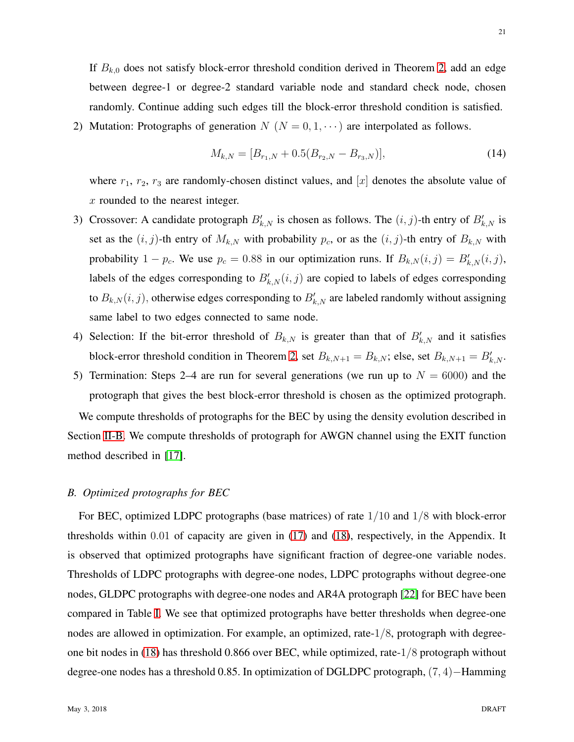If $B_{k,0}$ does not satisfy block-error threshold condition derived in Theorem 2, add an edge between degree-1 or degree-2 standard variable node and standard check node, chosen randomly. Continue adding such edges till the block-error threshold condition is satisfied.

2) Mutation: Protographs of generation $N$ ($N = 0, 1, \cdots$) are interpolated as follows.

$$M_{k,N} = [B_{r_1,N} + 0.5(B_{r_2,N} - B_{r_3,N})], \tag{14}$$

where $r_1$, $r_2$, $r_3$ are randomly-chosen distinct values, and $[x]$ denotes the absolute value of $x$ rounded to the nearest integer.

3) Crossover: A candidate protograph $B'_{k,N}$ is chosen as follows. The $(i,j)$-th entry of $B'_{k,N}$ is set as the $(i,j)$-th entry of $M_{k,N}$ with probability $p_c$, or as the $(i,j)$-th entry of $B_{k,N}$ with probability $1 - p_c$. We use $p_c = 0.88$ in our optimization runs. If $B_{k,N}(i,j) = B'_{k,N}(i,j)$, labels of the edges corresponding to $B'_{k,N}(i,j)$ are copied to labels of edges corresponding to $B_{k,N}(i,j)$, otherwise edges corresponding to $B'_{k,N}$ are labeled randomly without assigning same label to two edges connected to same node.

4) Selection: If the bit-error threshold of $B_{k,N}$ is greater than that of $B'_{k,N}$ and it satisfies block-error threshold condition in Theorem 2, set $B_{k,N+1} = B_{k,N}$; else, set $B_{k,N+1} = B'_{k,N}$.

5) Termination: Steps 2–4 are run for several generations (we run up to $N = 6000$) and the protograph that gives the best block-error threshold is chosen as the optimized protograph.

We compute thresholds of protographs for the BEC by using the density evolution described in Section II-B. We compute thresholds of protograph for AWGN channel using the EXIT function method described in [17].

### B. Optimized protographs for BEC

For BEC, optimized LDPC protographs (base matrices) of rate $1/10$ and $1/8$ with block-error thresholds within $0.01$ of capacity are given in (17) and (18), respectively, in the Appendix. It is observed that optimized protographs have significant fraction of degree-one variable nodes. Thresholds of LDPC protographs with degree-one nodes, LDPC protographs without degree-one nodes, GLDPC protographs with degree-one nodes and AR4A protograph [22] for BEC have been compared in Table I. We see that optimized protographs have better thresholds when degree-one nodes are allowed in optimization. For example, an optimized, rate-$1/8$, protograph with degree-one bit nodes in (18) has threshold 0.866 over BEC, while optimized, rate-$1/8$ protograph without degree-one nodes has a threshold 0.85. In optimization of DGLDPC protograph, $(7,4)-$Hamming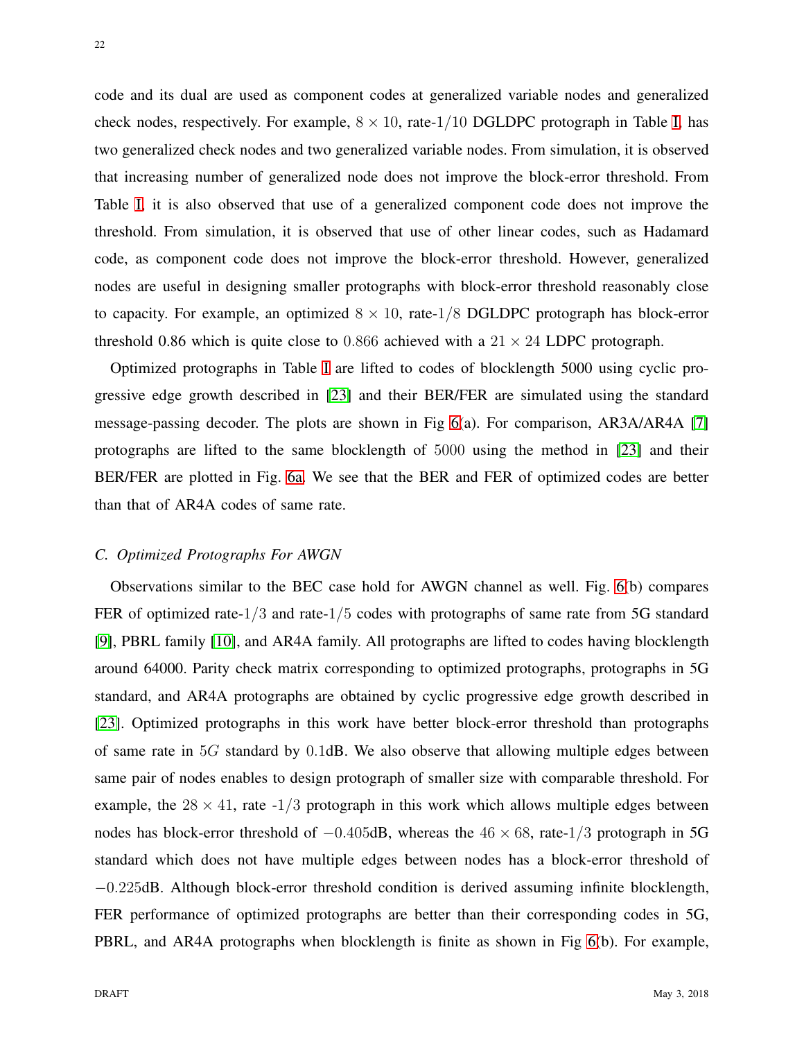code and its dual are used as component codes at generalized variable nodes and generalized check nodes, respectively. For example, $8 \times 10$, rate-$1/10$ DGLDPC protograph in Table I, has two generalized check nodes and two generalized variable nodes. From simulation, it is observed that increasing number of generalized node does not improve the block-error threshold. From Table I, it is also observed that use of a generalized component code does not improve the threshold. From simulation, it is observed that use of other linear codes, such as Hadamard code, as component code does not improve the block-error threshold. However, generalized nodes are useful in designing smaller protographs with block-error threshold reasonably close to capacity. For example, an optimized $8 \times 10$, rate-$1/8$ DGLDPC protograph has block-error threshold 0.86 which is quite close to $0.866$ achieved with a $21 \times 24$ LDPC protograph.

Optimized protographs in Table I are lifted to codes of blocklength 5000 using cyclic progressive edge growth described in [23] and their BER/FER are simulated using the standard message-passing decoder. The plots are shown in Fig 6(a). For comparison, AR3A/AR4A [7] protographs are lifted to the same blocklength of $5000$ using the method in [23] and their BER/FER are plotted in Fig. 6a. We see that the BER and FER of optimized codes are better than that of AR4A codes of same rate.

### *C. Optimized Protographs For AWGN*

Observations similar to the BEC case hold for AWGN channel as well. Fig. 6(b) compares FER of optimized rate-$1/3$ and rate-$1/5$ codes with protographs of same rate from 5G standard [9], PBRL family [10], and AR4A family. All protographs are lifted to codes having blocklength around 64000. Parity check matrix corresponding to optimized protographs, protographs in 5G standard, and AR4A protographs are obtained by cyclic progressive edge growth described in [23]. Optimized protographs in this work have better block-error threshold than protographs of same rate in $5G$ standard by $0.1$dB. We also observe that allowing multiple edges between same pair of nodes enables to design protograph of smaller size with comparable threshold. For example, the $28 \times 41$, rate -$1/3$ protograph in this work which allows multiple edges between nodes has block-error threshold of $-0.405$dB, whereas the $46 \times 68$, rate-$1/3$ protograph in 5G standard which does not have multiple edges between nodes has a block-error threshold of $-0.225$dB. Although block-error threshold condition is derived assuming infinite blocklength, FER performance of optimized protographs are better than their corresponding codes in 5G, PBRL, and AR4A protographs when blocklength is finite as shown in Fig 6(b). For example,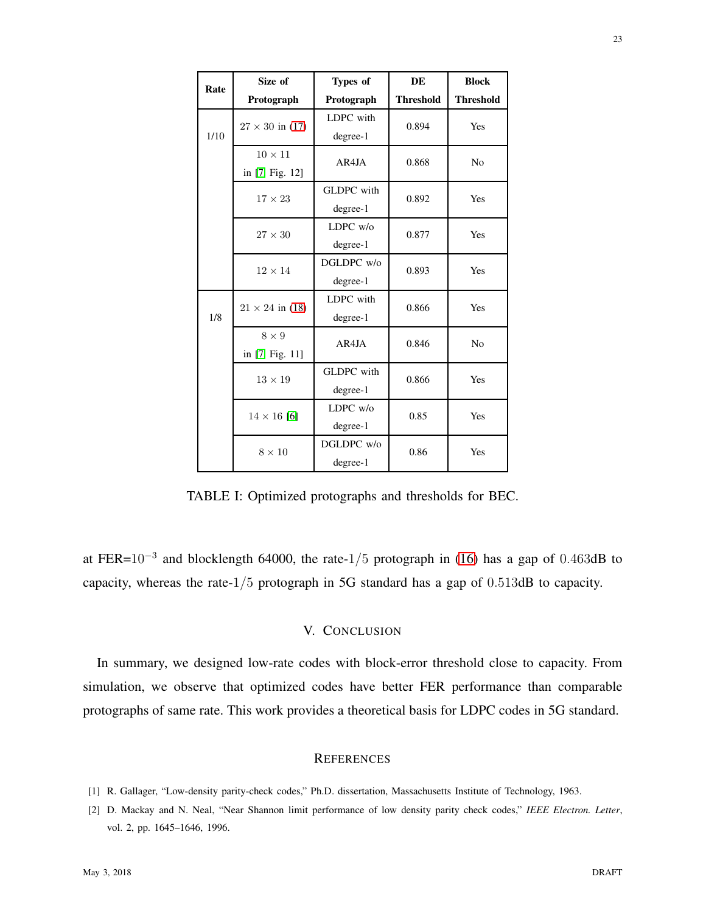| Rate | Size of Protograph | Types of Protograph | DE Threshold | Block Threshold |
|---|---|---|---|---|
| 1/10 | $27 \times 30$ in (17) | LDPC with degree-1 | 0.894 | Yes |
| | $10 \times 11$ in [7, Fig. 12] | AR4JA | 0.868 | No |
| | $17 \times 23$ | GLDPC with degree-1 | 0.892 | Yes |
| | $27 \times 30$ | LDPC w/o degree-1 | 0.877 | Yes |
| | $12 \times 14$ | DGLDPC w/o degree-1 | 0.893 | Yes |
| 1/8 | $21 \times 24$ in (18) | LDPC with degree-1 | 0.866 | Yes |
| | $8 \times 9$ in [7, Fig. 11] | AR4JA | 0.846 | No |
| | $13 \times 19$ | GLDPC with degree-1 | 0.866 | Yes |
| | $14 \times 16$ [6] | LDPC w/o degree-1 | 0.85 | Yes |
| | $8 \times 10$ | DGLDPC w/o degree-1 | 0.86 | Yes |

TABLE I: Optimized protographs and thresholds for BEC.

at FER=$10^{-3}$ and blocklength 64000, the rate-$1/5$ protograph in (16) has a gap of $0.463$dB to capacity, whereas the rate-$1/5$ protograph in 5G standard has a gap of $0.513$dB to capacity.

## V. Conclusion

In summary, we designed low-rate codes with block-error threshold close to capacity. From simulation, we observe that optimized codes have better FER performance than comparable protographs of same rate. This work provides a theoretical basis for LDPC codes in 5G standard.

## References

[1] R. Gallager, "Low-density parity-check codes," Ph.D. dissertation, Massachusetts Institute of Technology, 1963.

[2] D. Mackay and N. Neal, "Near Shannon limit performance of low density parity check codes," *IEEE Electron. Letter*, vol. 2, pp. 1645–1646, 1996.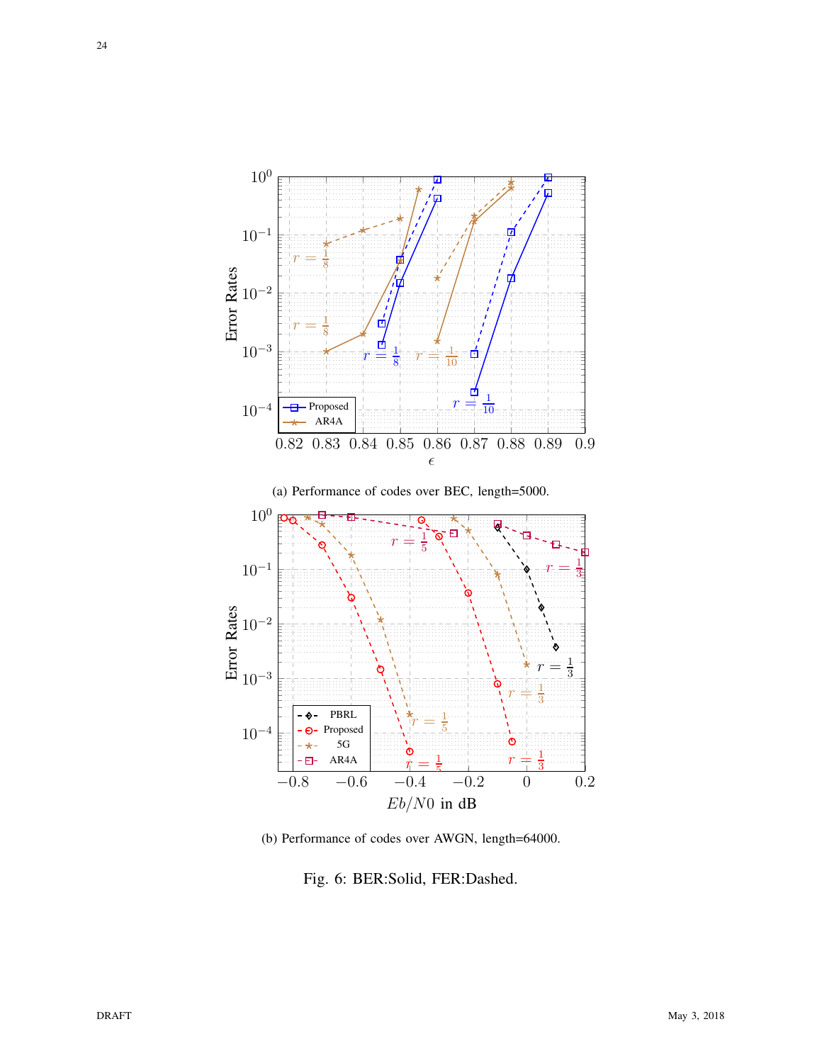(a) Performance of codes over BEC, length=5000.

(b) Performance of codes over AWGN, length=64000.

Fig. 6: BER:Solid, FER:Dashed.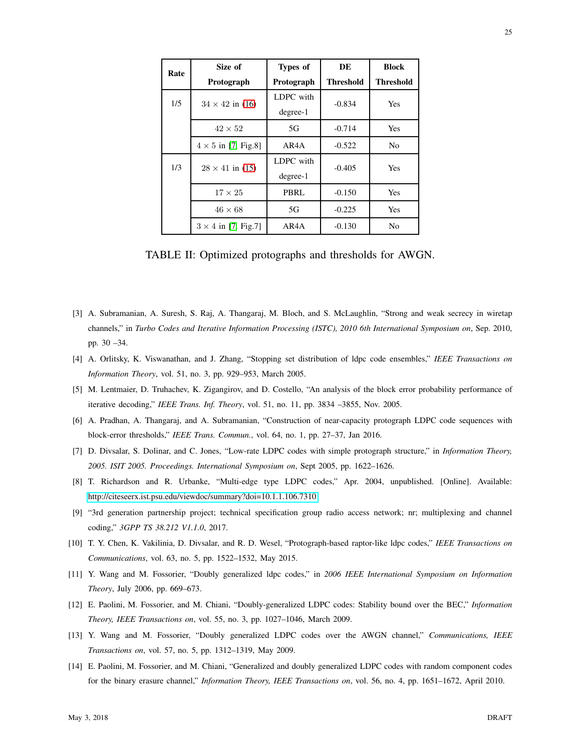| Rate | Size of Protograph | Types of Protograph | DE Threshold | Block Threshold |
|---|---|---|---|---|
| 1/5 | $34 \times 42$ in (16) | LDPC with degree-1 | -0.834 | Yes |
| | $42 \times 52$ | 5G | -0.714 | Yes |
| | $4 \times 5$ in [7, Fig.8] | AR4A | -0.522 | No |
| 1/3 | $28 \times 41$ in (15) | LDPC with degree-1 | -0.405 | Yes |
| | $17 \times 25$ | PBRL | -0.150 | Yes |
| | $46 \times 68$ | 5G | -0.225 | Yes |
| | $3 \times 4$ in [7, Fig.7] | AR4A | -0.130 | No |

TABLE II: Optimized protographs and thresholds for AWGN.

[3] A. Subramanian, A. Suresh, S. Raj, A. Thangaraj, M. Bloch, and S. McLaughlin, "Strong and weak secrecy in wiretap channels," in *Turbo Codes and Iterative Information Processing (ISTC), 2010 6th International Symposium on*, Sep. 2010, pp. 30 –34.

[4] A. Orlitsky, K. Viswanathan, and J. Zhang, "Stopping set distribution of ldpc code ensembles," *IEEE Transactions on Information Theory*, vol. 51, no. 3, pp. 929–953, March 2005.

[5] M. Lentmaier, D. Truhachev, K. Zigangirov, and D. Costello, "An analysis of the block error probability performance of iterative decoding," *IEEE Trans. Inf. Theory*, vol. 51, no. 11, pp. 3834 –3855, Nov. 2005.

[6] A. Pradhan, A. Thangaraj, and A. Subramanian, "Construction of near-capacity protograph LDPC code sequences with block-error thresholds," *IEEE Trans. Commun.*, vol. 64, no. 1, pp. 27–37, Jan 2016.

[7] D. Divsalar, S. Dolinar, and C. Jones, "Low-rate LDPC codes with simple protograph structure," in *Information Theory, 2005. ISIT 2005. Proceedings. International Symposium on*, Sept 2005, pp. 1622–1626.

[8] T. Richardson and R. Urbanke, "Multi-edge type LDPC codes," Apr. 2004, unpublished. [Online]. Available: http://citeseerx.ist.psu.edu/viewdoc/summary?doi=10.1.1.106.7310

[9] "3rd generation partnership project; technical specification group radio access network; nr; multiplexing and channel coding," *3GPP TS 38.212 V1.1.0*, 2017.

[10] T. Y. Chen, K. Vakilinia, D. Divsalar, and R. D. Wesel, "Protograph-based raptor-like ldpc codes," *IEEE Transactions on Communications*, vol. 63, no. 5, pp. 1522–1532, May 2015.

[11] Y. Wang and M. Fossorier, "Doubly generalized ldpc codes," in *2006 IEEE International Symposium on Information Theory*, July 2006, pp. 669–673.

[12] E. Paolini, M. Fossorier, and M. Chiani, "Doubly-generalized LDPC codes: Stability bound over the BEC," *Information Theory, IEEE Transactions on*, vol. 55, no. 3, pp. 1027–1046, March 2009.

[13] Y. Wang and M. Fossorier, "Doubly generalized LDPC codes over the AWGN channel," *Communications, IEEE Transactions on*, vol. 57, no. 5, pp. 1312–1319, May 2009.

[14] E. Paolini, M. Fossorier, and M. Chiani, "Generalized and doubly generalized LDPC codes with random component codes for the binary erasure channel," *Information Theory, IEEE Transactions on*, vol. 56, no. 4, pp. 1651–1672, April 2010.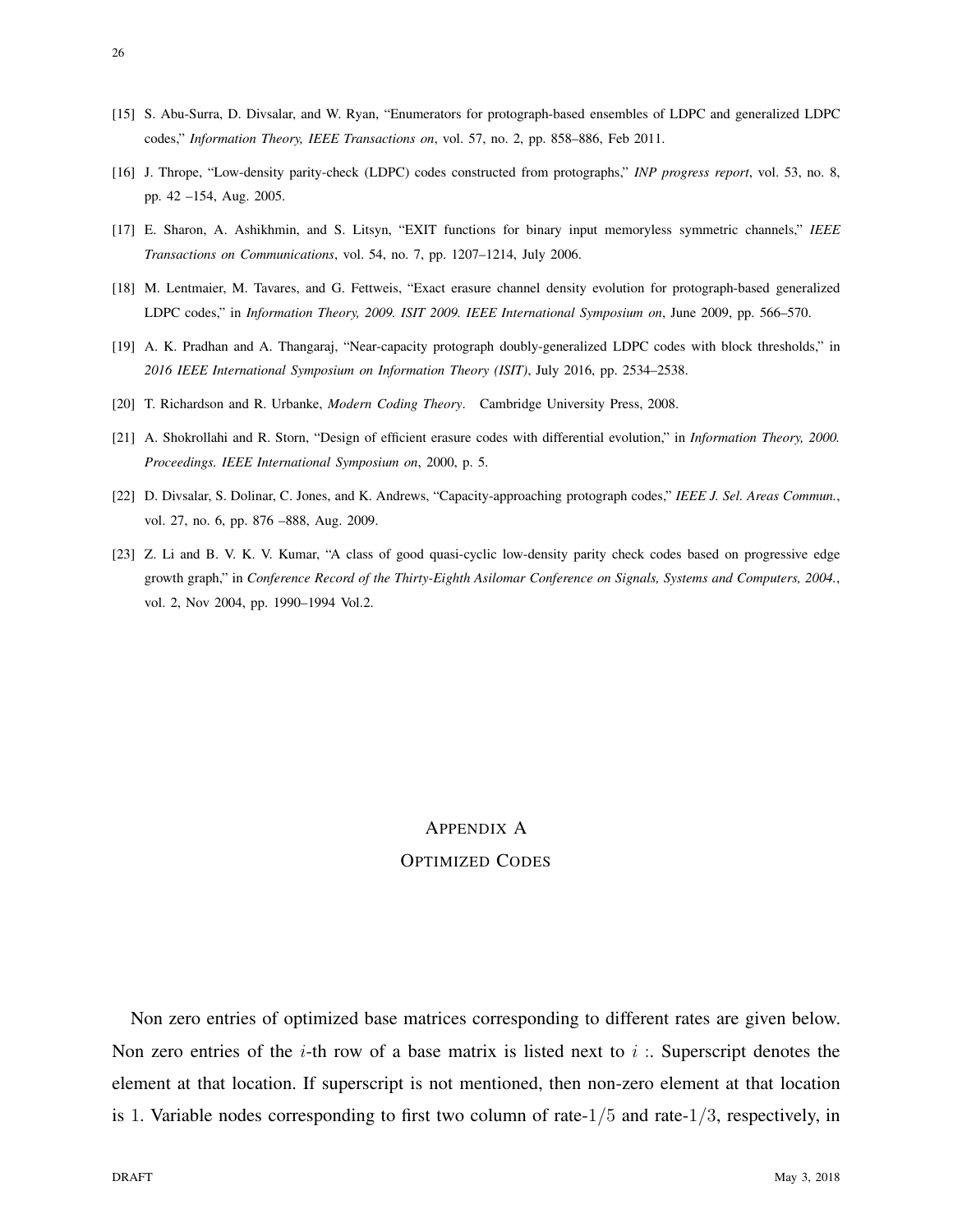[15] S. Abu-Surra, D. Divsalar, and W. Ryan, "Enumerators for protograph-based ensembles of LDPC and generalized LDPC codes," *Information Theory, IEEE Transactions on*, vol. 57, no. 2, pp. 858–886, Feb 2011.

[16] J. Thrope, "Low-density parity-check (LDPC) codes constructed from protographs," *INP progress report*, vol. 53, no. 8, pp. 42 –154, Aug. 2005.

[17] E. Sharon, A. Ashikhmin, and S. Litsyn, "EXIT functions for binary input memoryless symmetric channels," *IEEE Transactions on Communications*, vol. 54, no. 7, pp. 1207–1214, July 2006.

[18] M. Lentmaier, M. Tavares, and G. Fettweis, "Exact erasure channel density evolution for protograph-based generalized LDPC codes," in *Information Theory, 2009. ISIT 2009. IEEE International Symposium on*, June 2009, pp. 566–570.

[19] A. K. Pradhan and A. Thangaraj, "Near-capacity protograph doubly-generalized LDPC codes with block thresholds," in *2016 IEEE International Symposium on Information Theory (ISIT)*, July 2016, pp. 2534–2538.

[20] T. Richardson and R. Urbanke, *Modern Coding Theory*. Cambridge University Press, 2008.

[21] A. Shokrollahi and R. Storn, "Design of efficient erasure codes with differential evolution," in *Information Theory, 2000. Proceedings. IEEE International Symposium on*, 2000, p. 5.

[22] D. Divsalar, S. Dolinar, C. Jones, and K. Andrews, "Capacity-approaching protograph codes," *IEEE J. Sel. Areas Commun.*, vol. 27, no. 6, pp. 876 –888, Aug. 2009.

[23] Z. Li and B. V. K. V. Kumar, "A class of good quasi-cyclic low-density parity check codes based on progressive edge growth graph," in *Conference Record of the Thirty-Eighth Asilomar Conference on Signals, Systems and Computers, 2004.*, vol. 2, Nov 2004, pp. 1990–1994 Vol.2.

# Appendix A
## Optimized Codes

Non zero entries of optimized base matrices corresponding to different rates are given below. Non zero entries of the $i$-th row of a base matrix is listed next to $i$ :. Superscript denotes the element at that location. If superscript is not mentioned, then non-zero element at that location is 1. Variable nodes corresponding to first two column of rate-$1/5$ and rate-$1/3$, respectively, in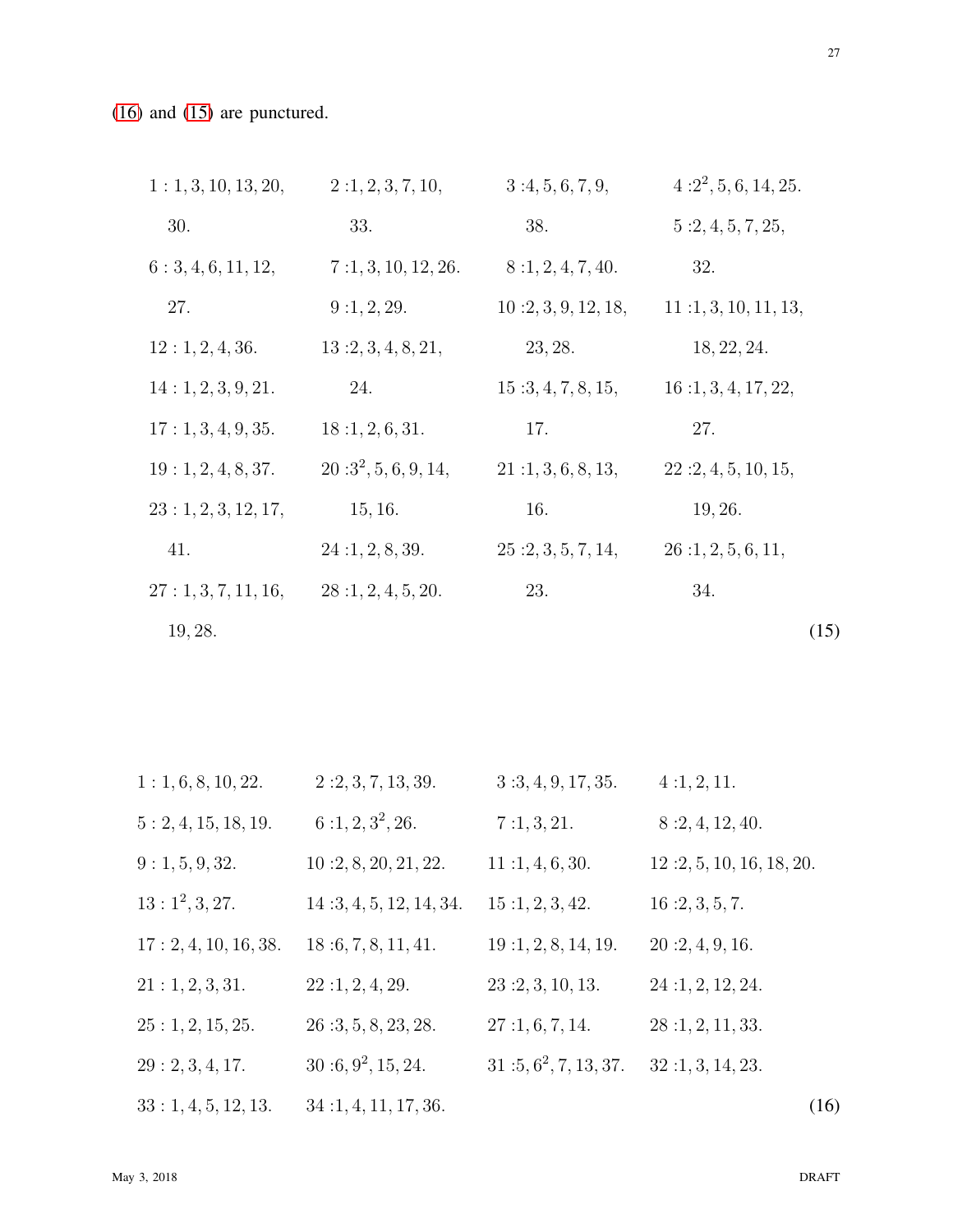(16) and (15) are punctured.

$$
\begin{array}{llll}
1: 1,3,10,13,20,30. & 2: 1,2,3,7,10,33. & 3: 4,5,6,7,9,38. & 4: 2^2,5,6,14,25. \\
5: 2,4,5,7,25,32. & 6: 3,4,6,11,12,27. & 7: 1,3,10,12,26. & 8: 1,2,4,7,40. \\
9: 1,2,29. & 10: 2,3,9,12,18,23,28. & 11: 1,3,10,11,13,18,22,24. & 12: 1,2,4,36. \\
13: 2,3,4,8,21,24. & 14: 1,2,3,9,21. & 15: 3,4,7,8,15,17. & 16: 1,3,4,17,22,27. \\
17: 1,3,4,9,35. & 18: 1,2,6,31. & 19: 1,2,4,8,37. & 20: 3^2,5,6,9,14,15,16. \\
21: 1,3,6,8,13,16. & 22: 2,4,5,10,15,19,26. & 23: 1,2,3,12,17,41. & 24: 1,2,8,39. \\
25: 2,3,5,7,14,23. & 26: 1,2,5,6,11,34. & 27: 1,3,7,11,16,19,28. & 28: 1,2,4,5,20.
\end{array}
\tag{15}
$$

$$
\begin{array}{llll}
1: 1,6,8,10,22. & 2: 2,3,7,13,39. & 3: 3,4,9,17,35. & 4: 1,2,11. \\
5: 2,4,15,18,19. & 6: 1,2,3^2,26. & 7: 1,3,21. & 8: 2,4,12,40. \\
9: 1,5,9,32. & 10: 2,8,20,21,22. & 11: 1,4,6,30. & 12: 2,5,10,16,18,20. \\
13: 1^2,3,27. & 14: 3,4,5,12,14,34. & 15: 1,2,3,42. & 16: 2,3,5,7. \\
17: 2,4,10,16,38. & 18: 6,7,8,11,41. & 19: 1,2,8,14,19. & 20: 2,4,9,16. \\
21: 1,2,3,31. & 22: 1,2,4,29. & 23: 2,3,10,13. & 24: 1,2,12,24. \\
25: 1,2,15,25. & 26: 3,5,8,23,28. & 27: 1,6,7,14. & 28: 1,2,11,33. \\
29: 2,3,4,17. & 30: 6,9^2,15,24. & 31: 5,6^2,7,13,37. & 32: 1,3,14,23. \\
33: 1,4,5,12,13. & 34: 1,4,11,17,36. & &
\end{array}
\tag{16}
$$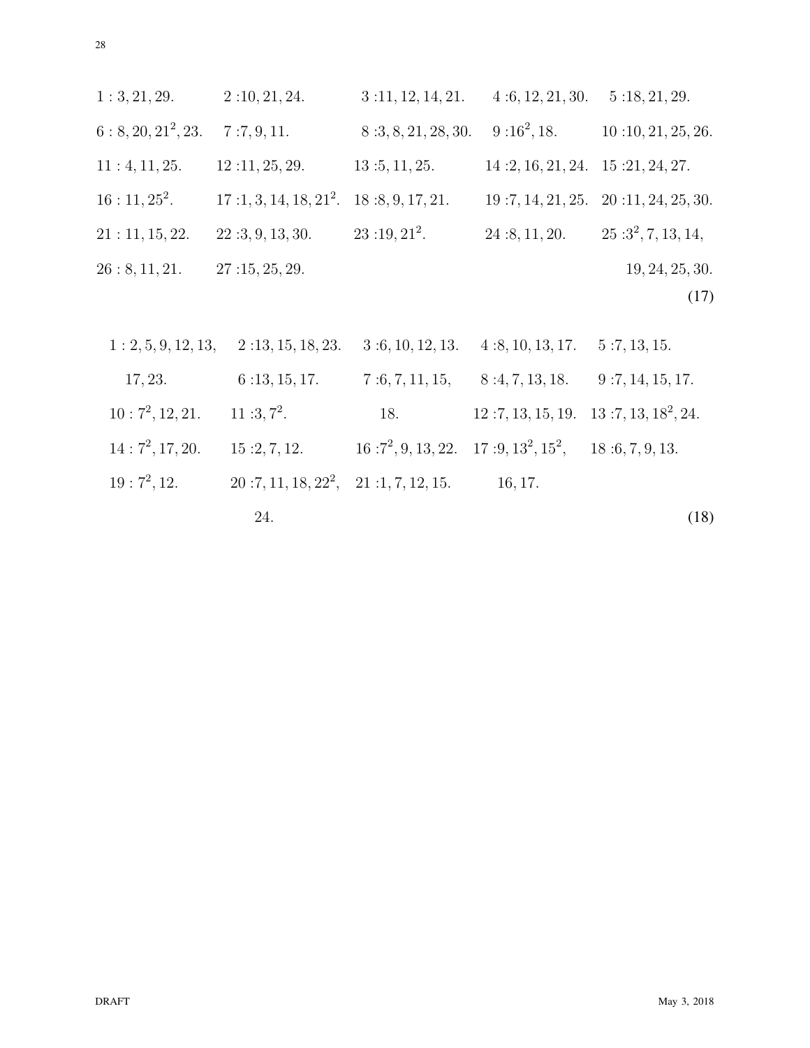$$
\begin{array}{lllll}
1:3,21,29. & 2:10,21,24. & 3:11,12,14,21. & 4:6,12,21,30. & 5:18,21,29. \\
6:8,20,21^2,23. & 7:7,9,11. & 8:3,8,21,28,30. & 9:16^2,18. & 10:10,21,25,26. \\
11:4,11,25. & 12:11,25,29. & 13:5,11,25. & 14:2,16,21,24. & 15:21,24,27. \\
16:11,25^2. & 17:1,3,14,18,21^2. & 18:8,9,17,21. & 19:7,14,21,25. & 20:11,24,25,30. \\
21:11,15,22. & 22:3,9,13,30. & 23:19,21^2. & 24:8,11,20. & 25:3^2,7,13,14, \\
26:8,11,21. & 27:15,25,29. & & & \quad 19,24,25,30.
\end{array}
\tag{17}
$$

$$
\begin{array}{lllll}
1:2,5,9,12,13, & 2:13,15,18,23. & 3:6,10,12,13. & 4:8,10,13,17. & 5:7,13,15. \\
\quad 17,23. & 6:13,15,17. & 7:6,7,11,15, & 8:4,7,13,18. & 9:7,14,15,17. \\
10:7^2,12,21. & 11:3,7^2. & \quad 18. & 12:7,13,15,19. & 13:7,13,18^2,24. \\
14:7^2,17,20. & 15:2,7,12. & 16:7^2,9,13,22. & 17:9,13^2,15^2, & 18:6,7,9,13. \\
19:7^2,12. & 20:7,11,18,22^2, & 21:1,7,12,15. & \quad 16,17. & \\
 & \quad 24. & & &
\end{array}
\tag{18}
$$